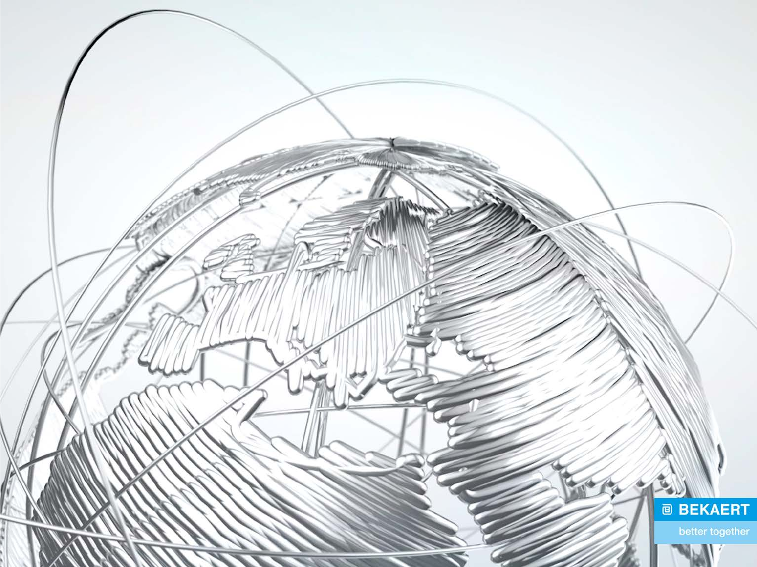BEKAERT

better together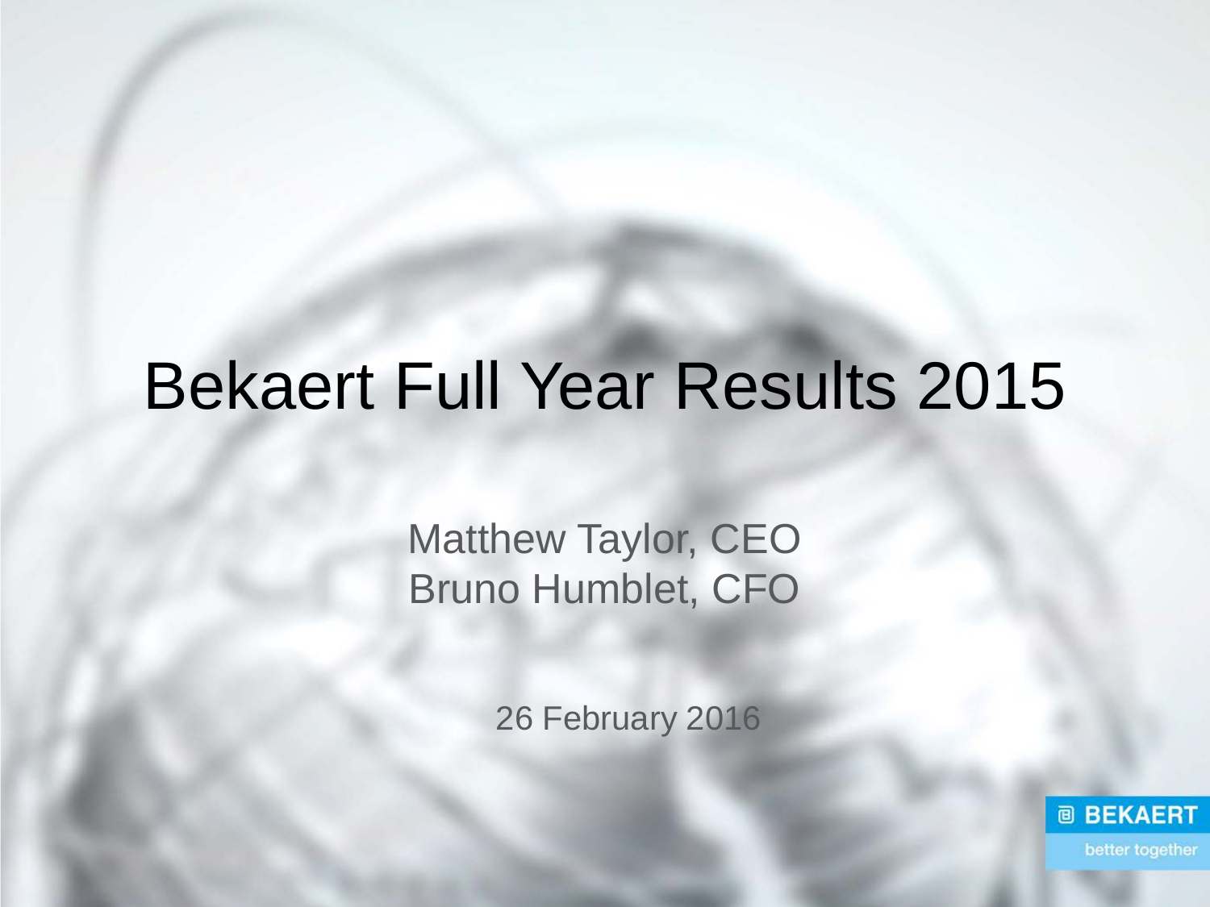# Bekaert Full Year Results 2015

Matthew Taylor, CEO
Bruno Humblet, CFO

26 February 2016

BEKAERT
better together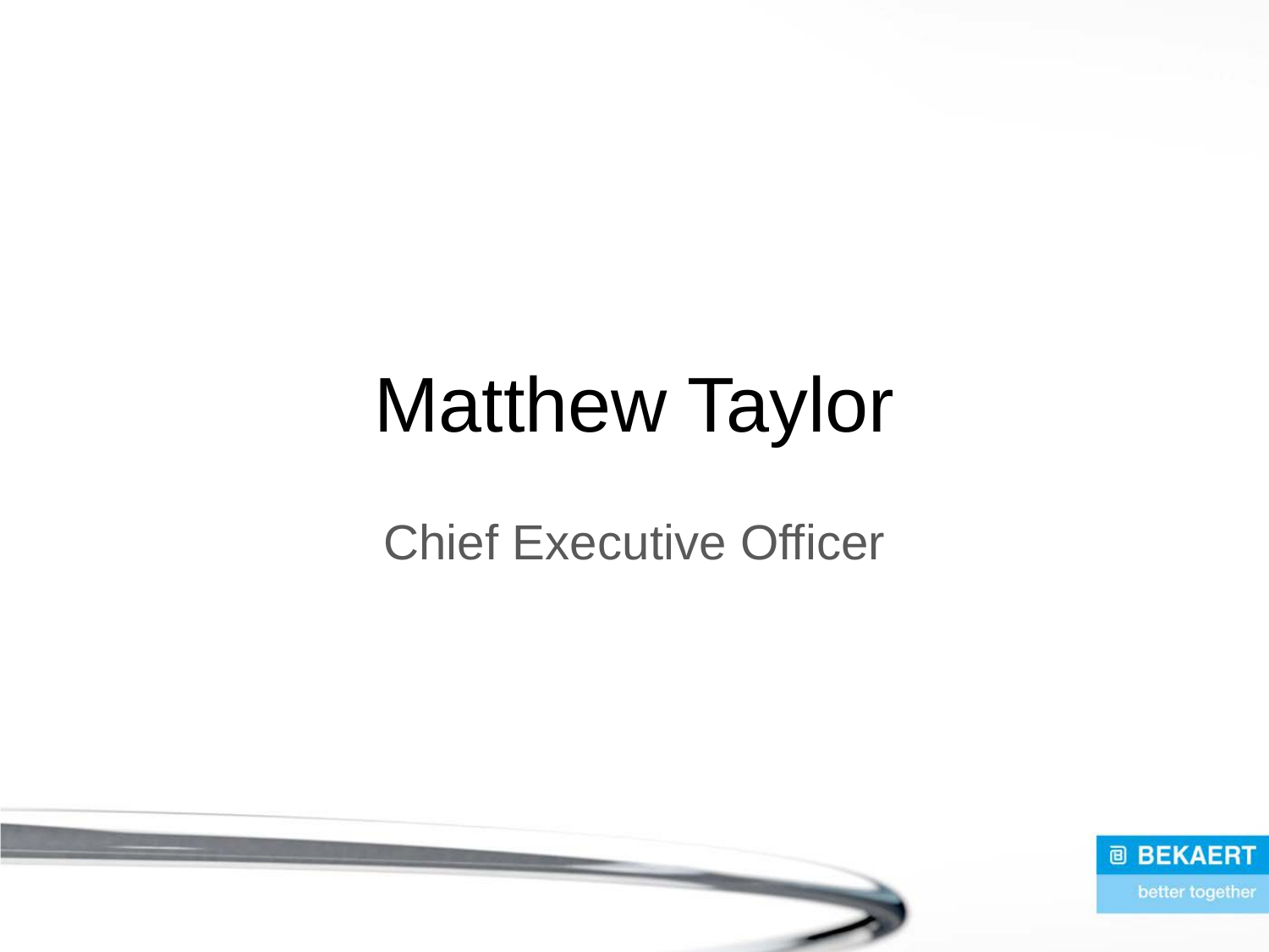# Matthew Taylor

Chief Executive Officer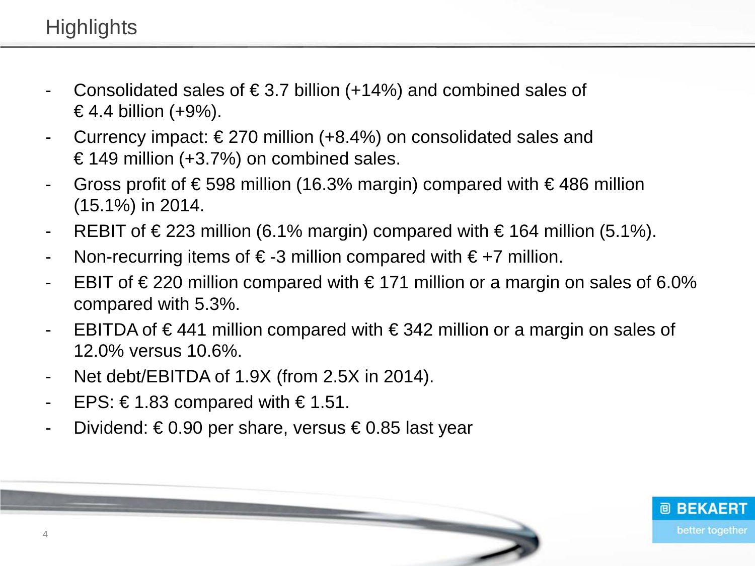# Highlights

- Consolidated sales of € 3.7 billion (+14%) and combined sales of € 4.4 billion (+9%).
- Currency impact: € 270 million (+8.4%) on consolidated sales and € 149 million (+3.7%) on combined sales.
- Gross profit of € 598 million (16.3% margin) compared with € 486 million (15.1%) in 2014.
- REBIT of € 223 million (6.1% margin) compared with € 164 million (5.1%).
- Non-recurring items of € -3 million compared with € +7 million.
- EBIT of € 220 million compared with € 171 million or a margin on sales of 6.0% compared with 5.3%.
- EBITDA of € 441 million compared with € 342 million or a margin on sales of 12.0% versus 10.6%.
- Net debt/EBITDA of 1.9X (from 2.5X in 2014).
- EPS: € 1.83 compared with € 1.51.
- Dividend: € 0.90 per share, versus € 0.85 last year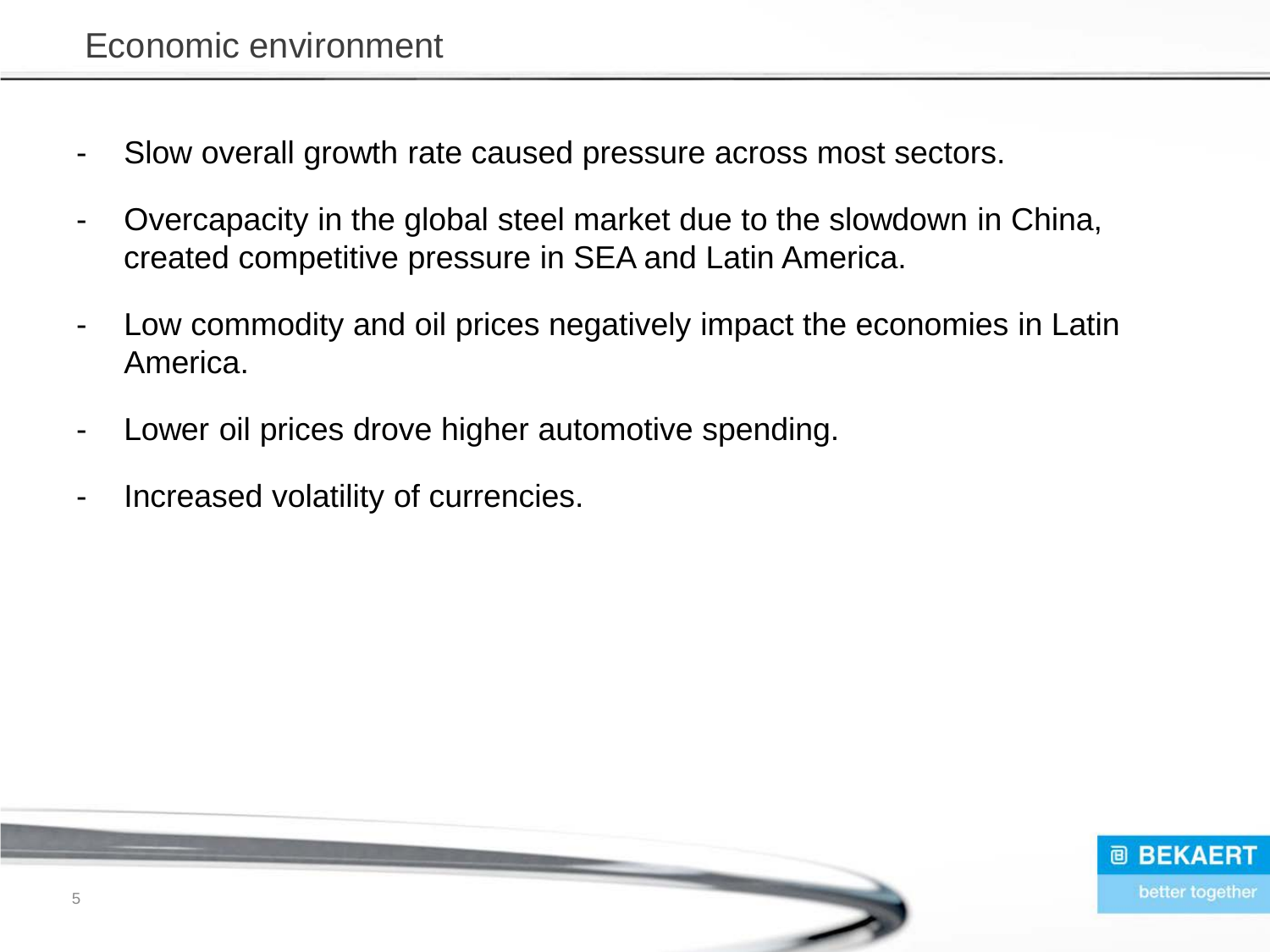# Economic environment

- Slow overall growth rate caused pressure across most sectors.
- Overcapacity in the global steel market due to the slowdown in China, created competitive pressure in SEA and Latin America.
- Low commodity and oil prices negatively impact the economies in Latin America.
- Lower oil prices drove higher automotive spending.
- Increased volatility of currencies.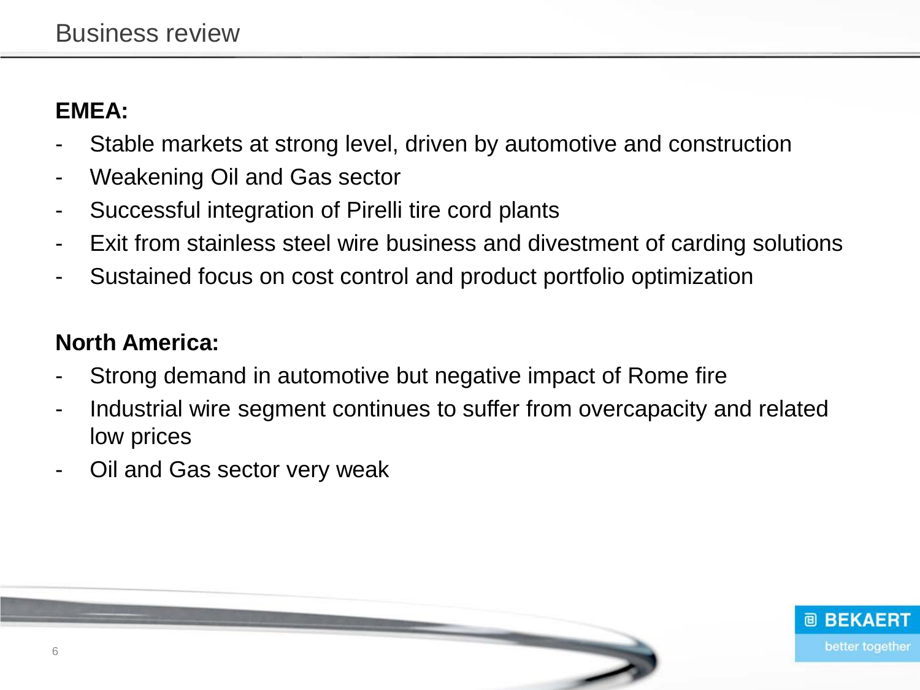# Business review

**EMEA:**

- Stable markets at strong level, driven by automotive and construction
- Weakening Oil and Gas sector
- Successful integration of Pirelli tire cord plants
- Exit from stainless steel wire business and divestment of carding solutions
- Sustained focus on cost control and product portfolio optimization

**North America:**

- Strong demand in automotive but negative impact of Rome fire
- Industrial wire segment continues to suffer from overcapacity and related low prices
- Oil and Gas sector very weak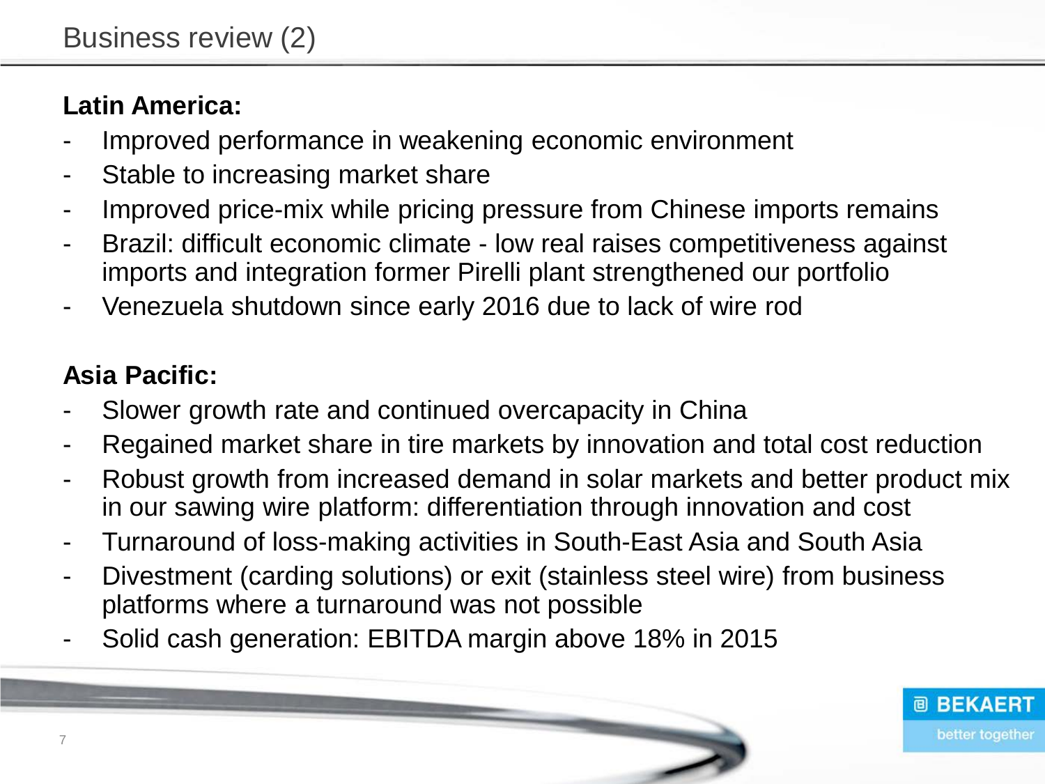# Business review (2)

**Latin America:**

- Improved performance in weakening economic environment
- Stable to increasing market share
- Improved price-mix while pricing pressure from Chinese imports remains
- Brazil: difficult economic climate - low real raises competitiveness against imports and integration former Pirelli plant strengthened our portfolio
- Venezuela shutdown since early 2016 due to lack of wire rod

**Asia Pacific:**

- Slower growth rate and continued overcapacity in China
- Regained market share in tire markets by innovation and total cost reduction
- Robust growth from increased demand in solar markets and better product mix in our sawing wire platform: differentiation through innovation and cost
- Turnaround of loss-making activities in South-East Asia and South Asia
- Divestment (carding solutions) or exit (stainless steel wire) from business platforms where a turnaround was not possible
- Solid cash generation: EBITDA margin above 18% in 2015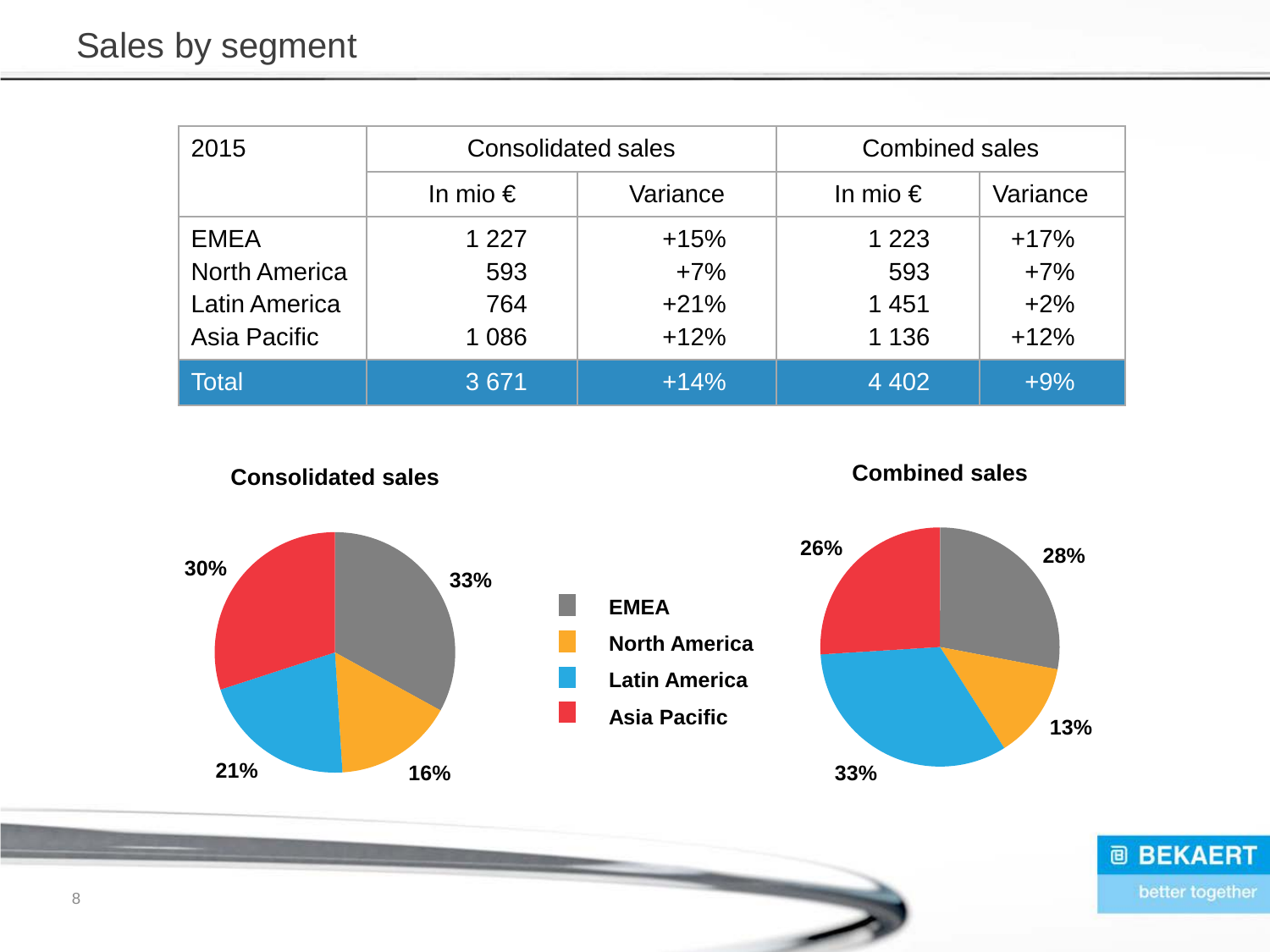# Sales by segment

| 2015 | Consolidated sales | | Combined sales | |
|---|---|---|---|---|
| | In mio € | Variance | In mio € | Variance |
| EMEA | 1 227 | +15% | 1 223 | +17% |
| North America | 593 | +7% | 593 | +7% |
| Latin America | 764 | +21% | 1 451 | +2% |
| Asia Pacific | 1 086 | +12% | 1 136 | +12% |
| **Total** | **3 671** | **+14%** | **4 402** | **+9%** |

**Consolidated sales**

33%
16%
21%
30%

EMEA
North America
Latin America
Asia Pacific

**Combined sales**

28%
13%
33%
26%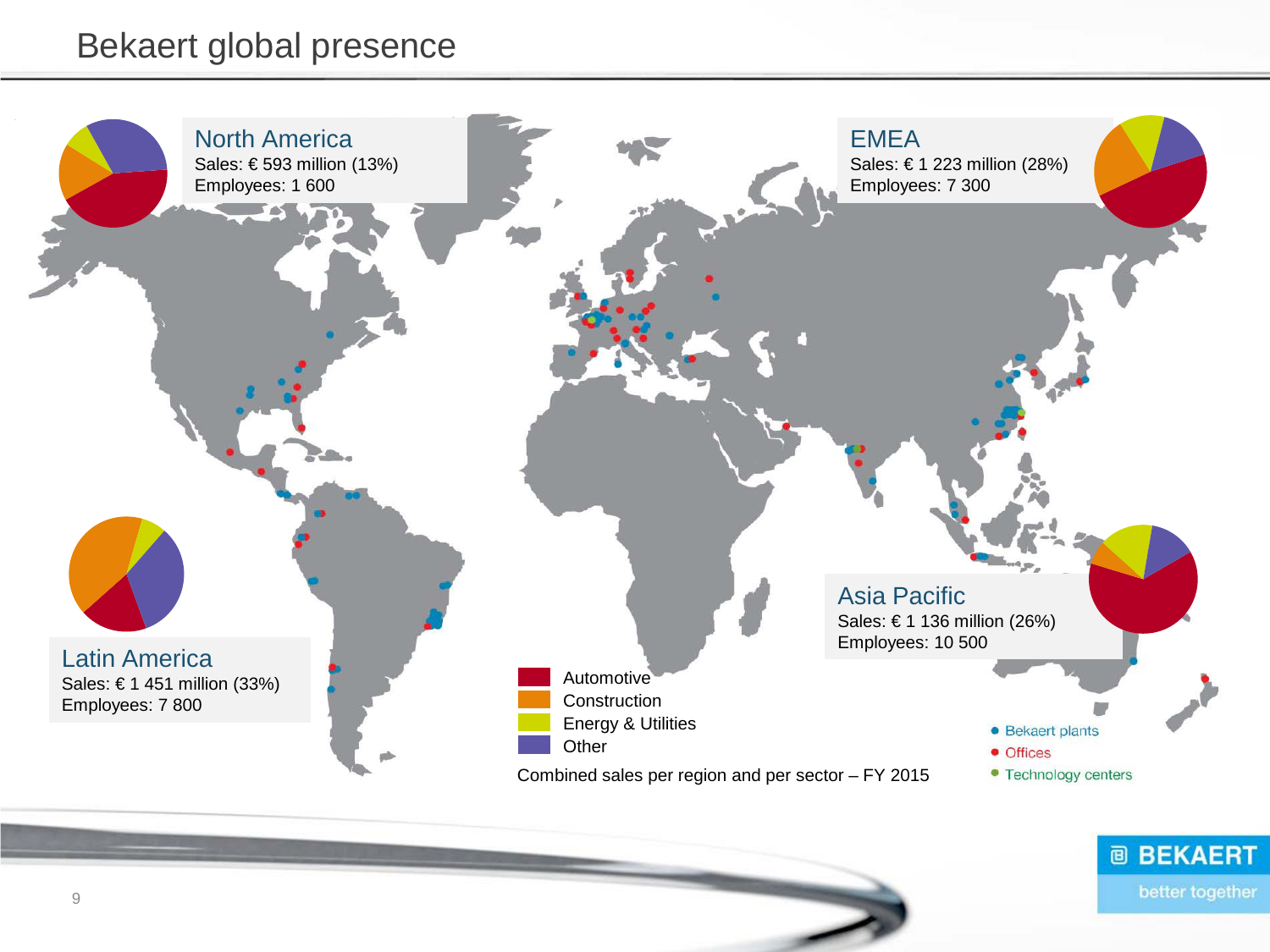# Bekaert global presence

## North America
Sales: € 593 million (13%)
Employees: 1 600

## EMEA
Sales: € 1 223 million (28%)
Employees: 7 300

## Latin America
Sales: € 1 451 million (33%)
Employees: 7 800

## Asia Pacific
Sales: € 1 136 million (26%)
Employees: 10 500

Automotive
Construction
Energy & Utilities
Other

Combined sales per region and per sector – FY 2015

- Bekaert plants
- Offices
- Technology centers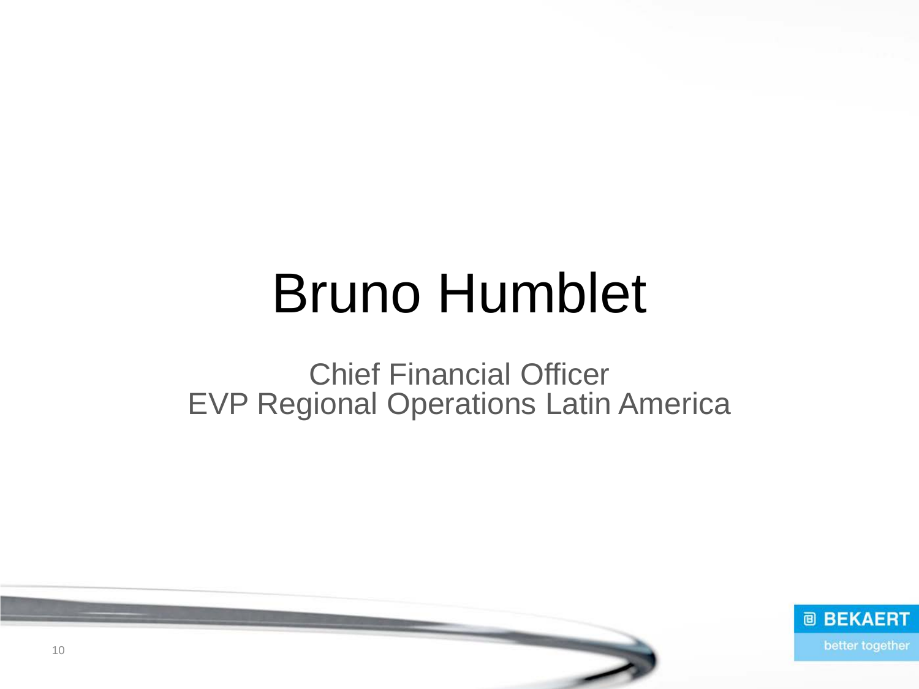# Bruno Humblet

Chief Financial Officer
EVP Regional Operations Latin America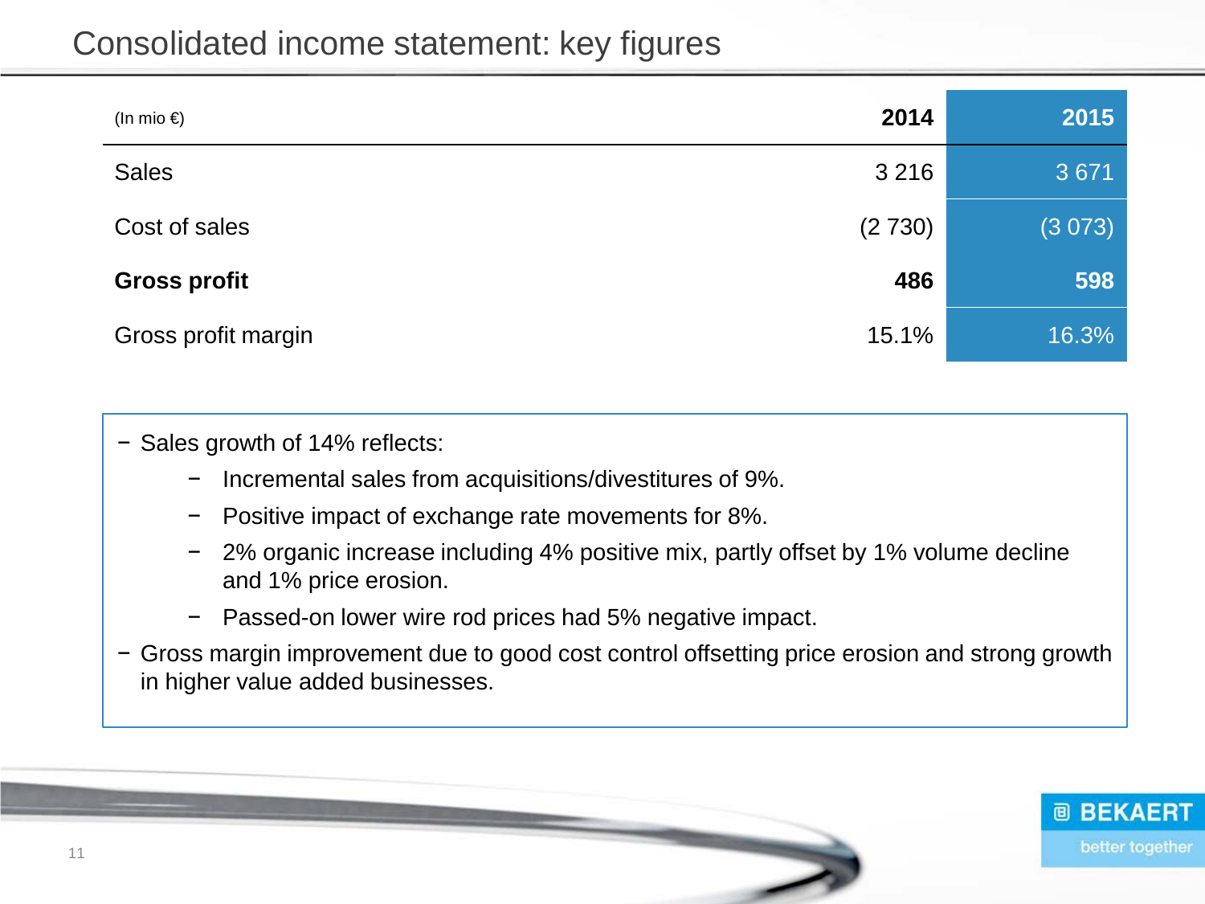# Consolidated income statement: key figures

| (In mio €) | 2014 | 2015 |
|---|---|---|
| Sales | 3 216 | 3 671 |
| Cost of sales | (2 730) | (3 073) |
| **Gross profit** | **486** | **598** |
| Gross profit margin | 15.1% | 16.3% |

- Sales growth of 14% reflects:
  - Incremental sales from acquisitions/divestitures of 9%.
  - Positive impact of exchange rate movements for 8%.
  - 2% organic increase including 4% positive mix, partly offset by 1% volume decline and 1% price erosion.
  - Passed-on lower wire rod prices had 5% negative impact.
- Gross margin improvement due to good cost control offsetting price erosion and strong growth in higher value added businesses.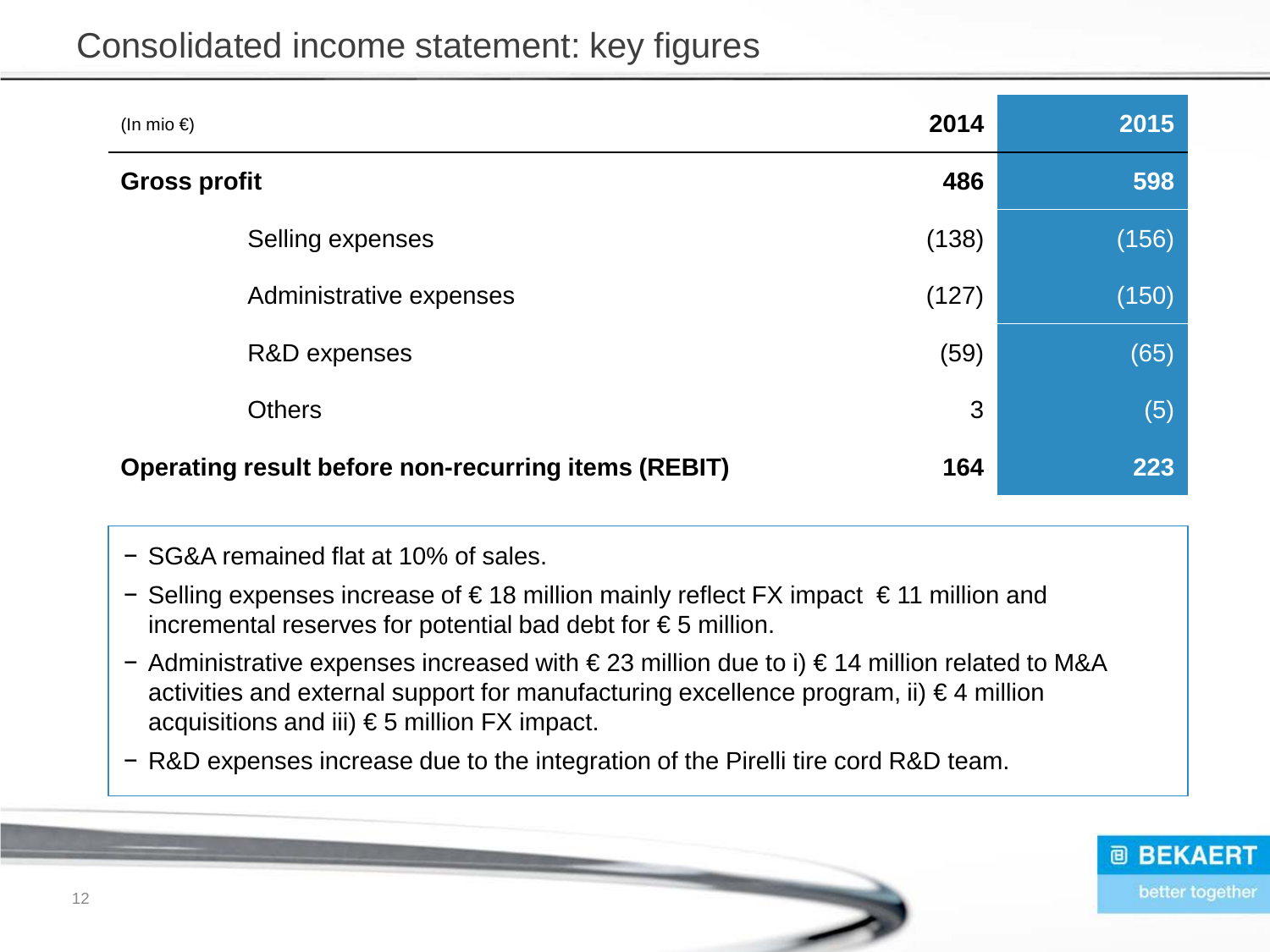# Consolidated income statement: key figures

| (In mio €) | 2014 | 2015 |
|---|---|---|
| **Gross profit** | **486** | **598** |
| Selling expenses | (138) | (156) |
| Administrative expenses | (127) | (150) |
| R&D expenses | (59) | (65) |
| Others | 3 | (5) |
| **Operating result before non-recurring items (REBIT)** | **164** | **223** |

- SG&A remained flat at 10% of sales.
- Selling expenses increase of € 18 million mainly reflect FX impact € 11 million and incremental reserves for potential bad debt for € 5 million.
- Administrative expenses increased with € 23 million due to i) € 14 million related to M&A activities and external support for manufacturing excellence program, ii) € 4 million acquisitions and iii) € 5 million FX impact.
- R&D expenses increase due to the integration of the Pirelli tire cord R&D team.

BEKAERT
better together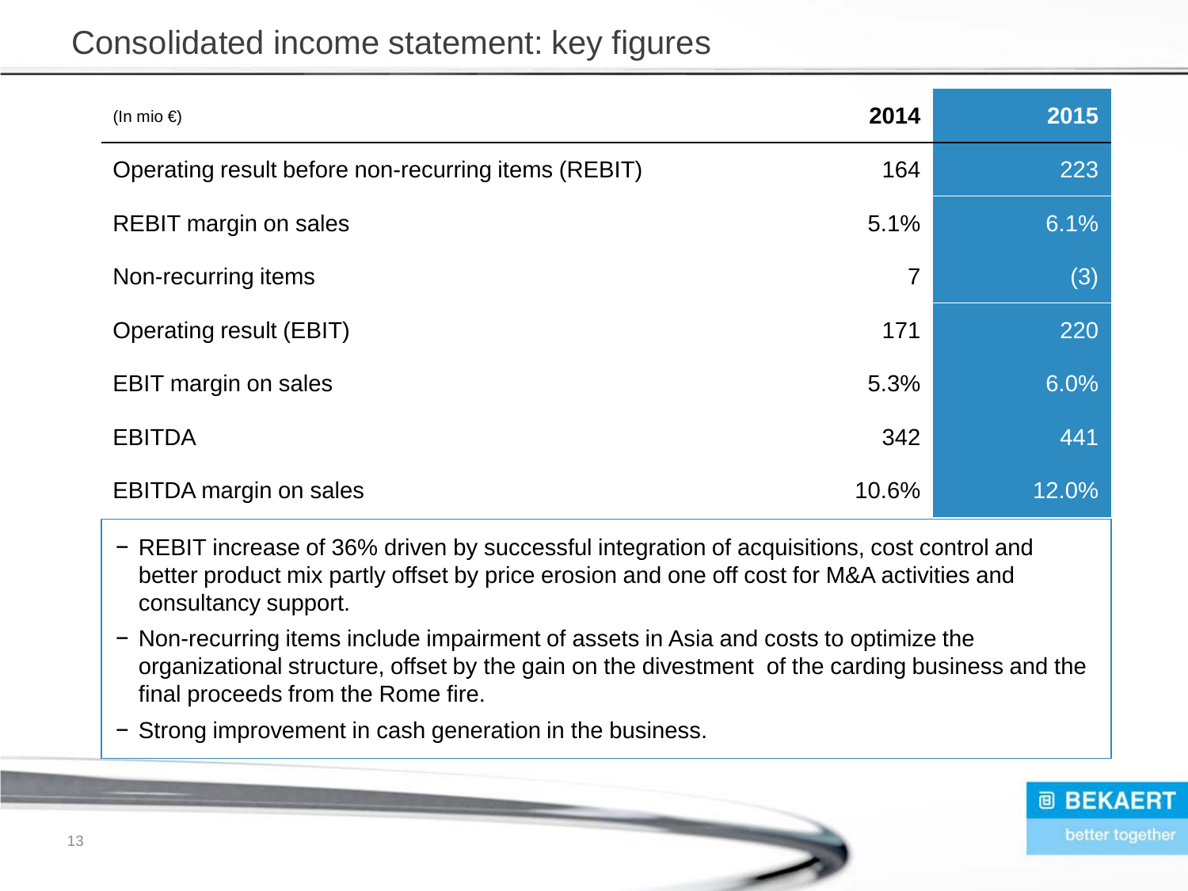# Consolidated income statement: key figures

| (In mio €) | 2014 | 2015 |
|---|---|---|
| Operating result before non-recurring items (REBIT) | 164 | 223 |
| REBIT margin on sales | 5.1% | 6.1% |
| Non-recurring items | 7 | (3) |
| Operating result (EBIT) | 171 | 220 |
| EBIT margin on sales | 5.3% | 6.0% |
| EBITDA | 342 | 441 |
| EBITDA margin on sales | 10.6% | 12.0% |

- REBIT increase of 36% driven by successful integration of acquisitions, cost control and better product mix partly offset by price erosion and one off cost for M&A activities and consultancy support.
- Non-recurring items include impairment of assets in Asia and costs to optimize the organizational structure, offset by the gain on the divestment of the carding business and the final proceeds from the Rome fire.
- Strong improvement in cash generation in the business.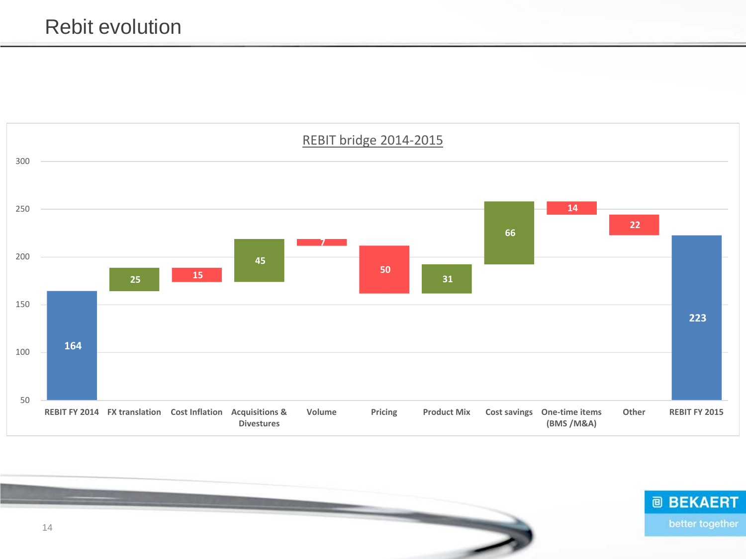# Rebit evolution

REBIT bridge 2014-2015

300
250
200
150
100
50

164
25
15
45
7
50
31
66
14
22
223

REBIT FY 2014
FX translation
Cost Inflation
Acquisitions & Divestures
Volume
Pricing
Product Mix
Cost savings
One-time items (BMS /M&A)
Other
REBIT FY 2015

BEKAERT
better together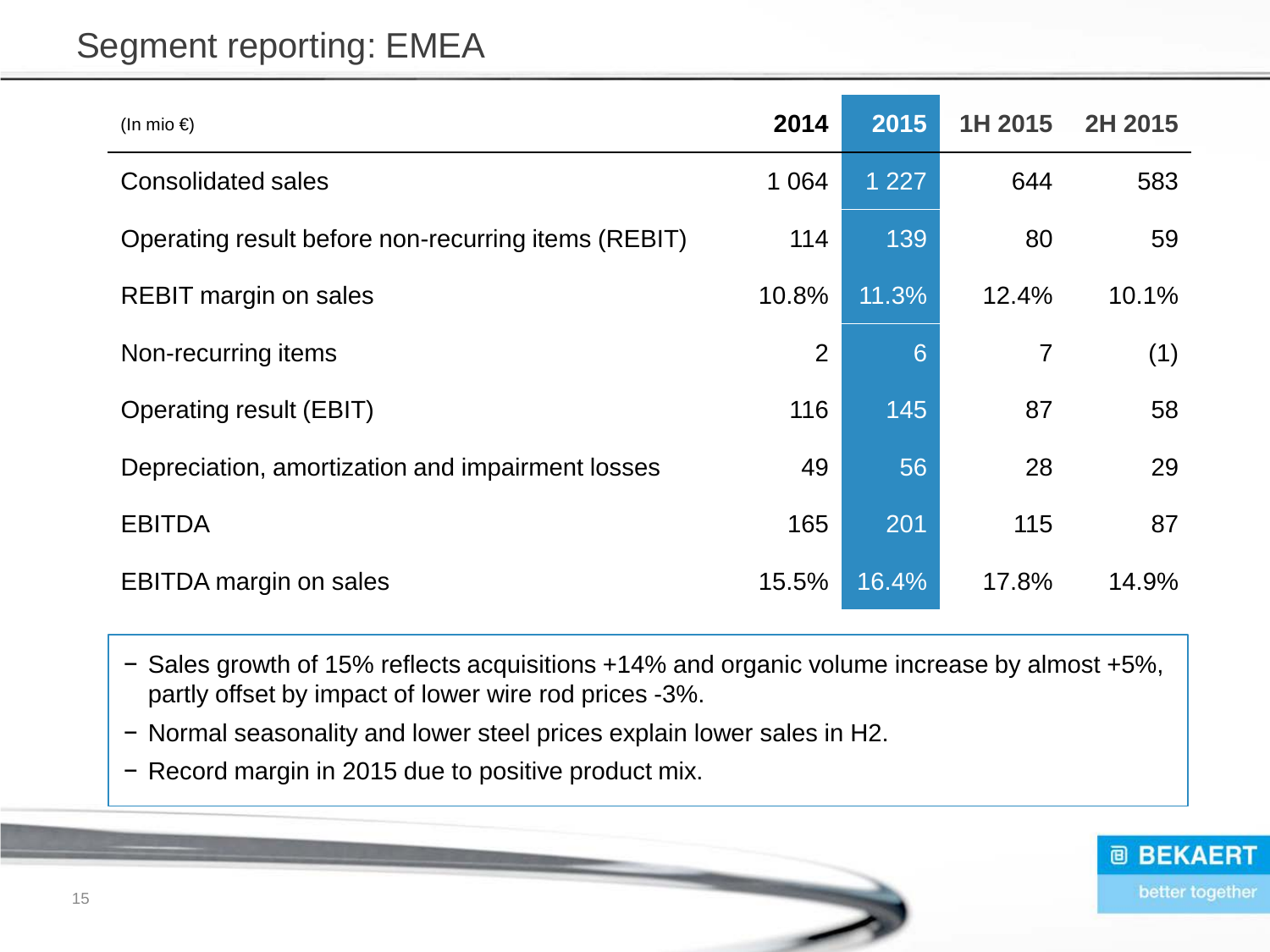# Segment reporting: EMEA

| (In mio €) | 2014 | 2015 | 1H 2015 | 2H 2015 |
|---|---|---|---|---|
| Consolidated sales | 1 064 | 1 227 | 644 | 583 |
| Operating result before non-recurring items (REBIT) | 114 | 139 | 80 | 59 |
| REBIT margin on sales | 10.8% | 11.3% | 12.4% | 10.1% |
| Non-recurring items | 2 | 6 | 7 | (1) |
| Operating result (EBIT) | 116 | 145 | 87 | 58 |
| Depreciation, amortization and impairment losses | 49 | 56 | 28 | 29 |
| EBITDA | 165 | 201 | 115 | 87 |
| EBITDA margin on sales | 15.5% | 16.4% | 17.8% | 14.9% |

- Sales growth of 15% reflects acquisitions +14% and organic volume increase by almost +5%, partly offset by impact of lower wire rod prices -3%.
- Normal seasonality and lower steel prices explain lower sales in H2.
- Record margin in 2015 due to positive product mix.

BEKAERT
better together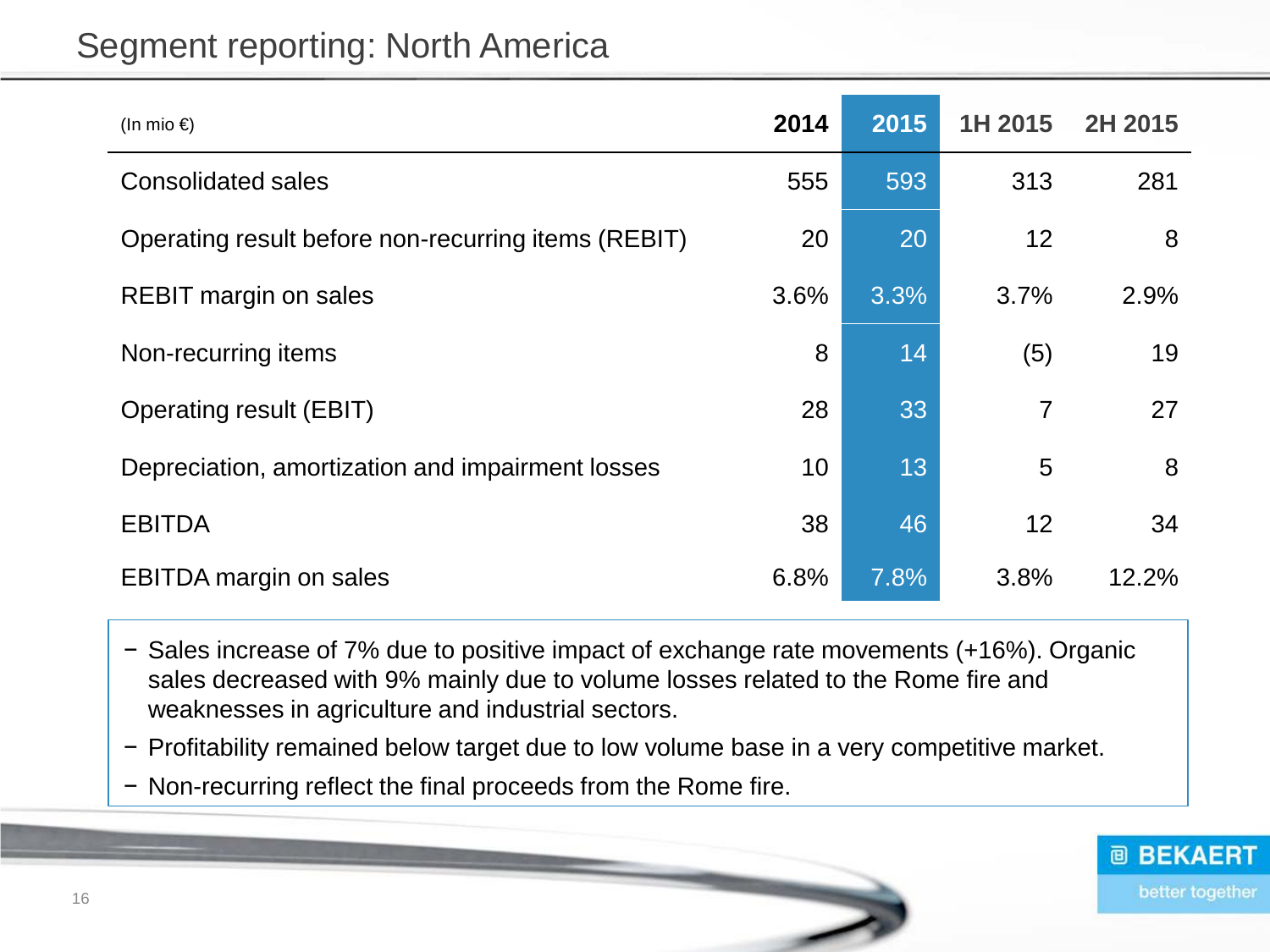# Segment reporting: North America

| (In mio €) | 2014 | 2015 | 1H 2015 | 2H 2015 |
|---|---|---|---|---|
| Consolidated sales | 555 | 593 | 313 | 281 |
| Operating result before non-recurring items (REBIT) | 20 | 20 | 12 | 8 |
| REBIT margin on sales | 3.6% | 3.3% | 3.7% | 2.9% |
| Non-recurring items | 8 | 14 | (5) | 19 |
| Operating result (EBIT) | 28 | 33 | 7 | 27 |
| Depreciation, amortization and impairment losses | 10 | 13 | 5 | 8 |
| EBITDA | 38 | 46 | 12 | 34 |
| EBITDA margin on sales | 6.8% | 7.8% | 3.8% | 12.2% |

- Sales increase of 7% due to positive impact of exchange rate movements (+16%). Organic sales decreased with 9% mainly due to volume losses related to the Rome fire and weaknesses in agriculture and industrial sectors.
- Profitability remained below target due to low volume base in a very competitive market.
- Non-recurring reflect the final proceeds from the Rome fire.

BEKAERT better together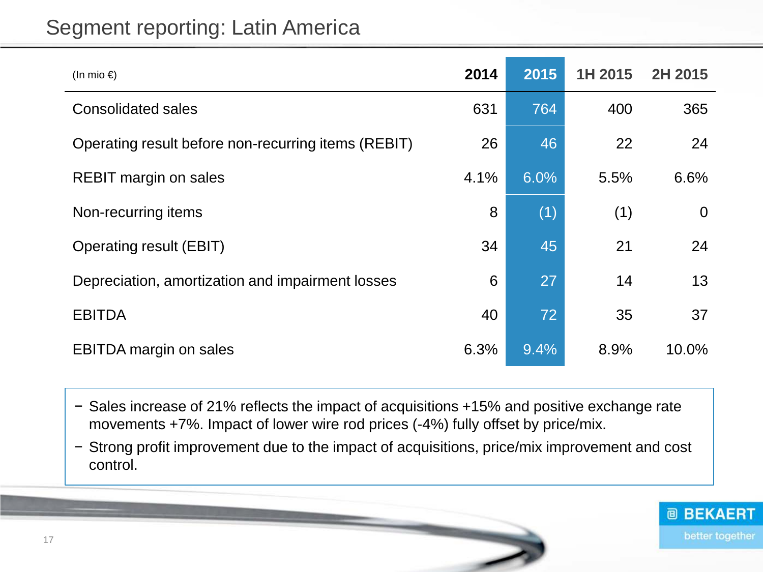# Segment reporting: Latin America

| (In mio €) | 2014 | 2015 | 1H 2015 | 2H 2015 |
|---|---|---|---|---|
| Consolidated sales | 631 | 764 | 400 | 365 |
| Operating result before non-recurring items (REBIT) | 26 | 46 | 22 | 24 |
| REBIT margin on sales | 4.1% | 6.0% | 5.5% | 6.6% |
| Non-recurring items | 8 | (1) | (1) | 0 |
| Operating result (EBIT) | 34 | 45 | 21 | 24 |
| Depreciation, amortization and impairment losses | 6 | 27 | 14 | 13 |
| EBITDA | 40 | 72 | 35 | 37 |
| EBITDA margin on sales | 6.3% | 9.4% | 8.9% | 10.0% |

- Sales increase of 21% reflects the impact of acquisitions +15% and positive exchange rate movements +7%. Impact of lower wire rod prices (-4%) fully offset by price/mix.
- Strong profit improvement due to the impact of acquisitions, price/mix improvement and cost control.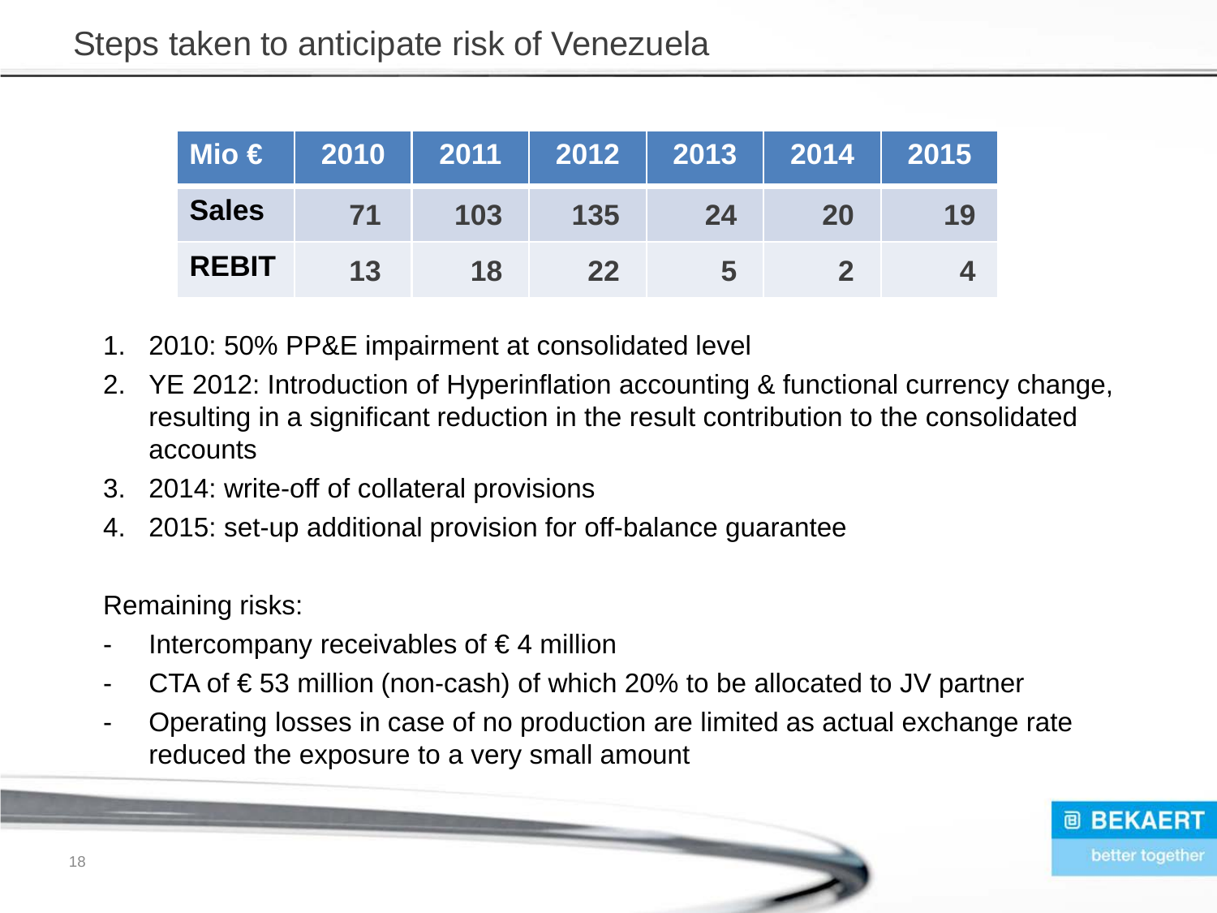# Steps taken to anticipate risk of Venezuela

| Mio € | 2010 | 2011 | 2012 | 2013 | 2014 | 2015 |
|---|---|---|---|---|---|---|
| **Sales** | 71 | 103 | 135 | 24 | 20 | 19 |
| **REBIT** | 13 | 18 | 22 | 5 | 2 | 4 |

1. 2010: 50% PP&E impairment at consolidated level
2. YE 2012: Introduction of Hyperinflation accounting & functional currency change, resulting in a significant reduction in the result contribution to the consolidated accounts
3. 2014: write-off of collateral provisions
4. 2015: set-up additional provision for off-balance guarantee

Remaining risks:

- Intercompany receivables of € 4 million
- CTA of € 53 million (non-cash) of which 20% to be allocated to JV partner
- Operating losses in case of no production are limited as actual exchange rate reduced the exposure to a very small amount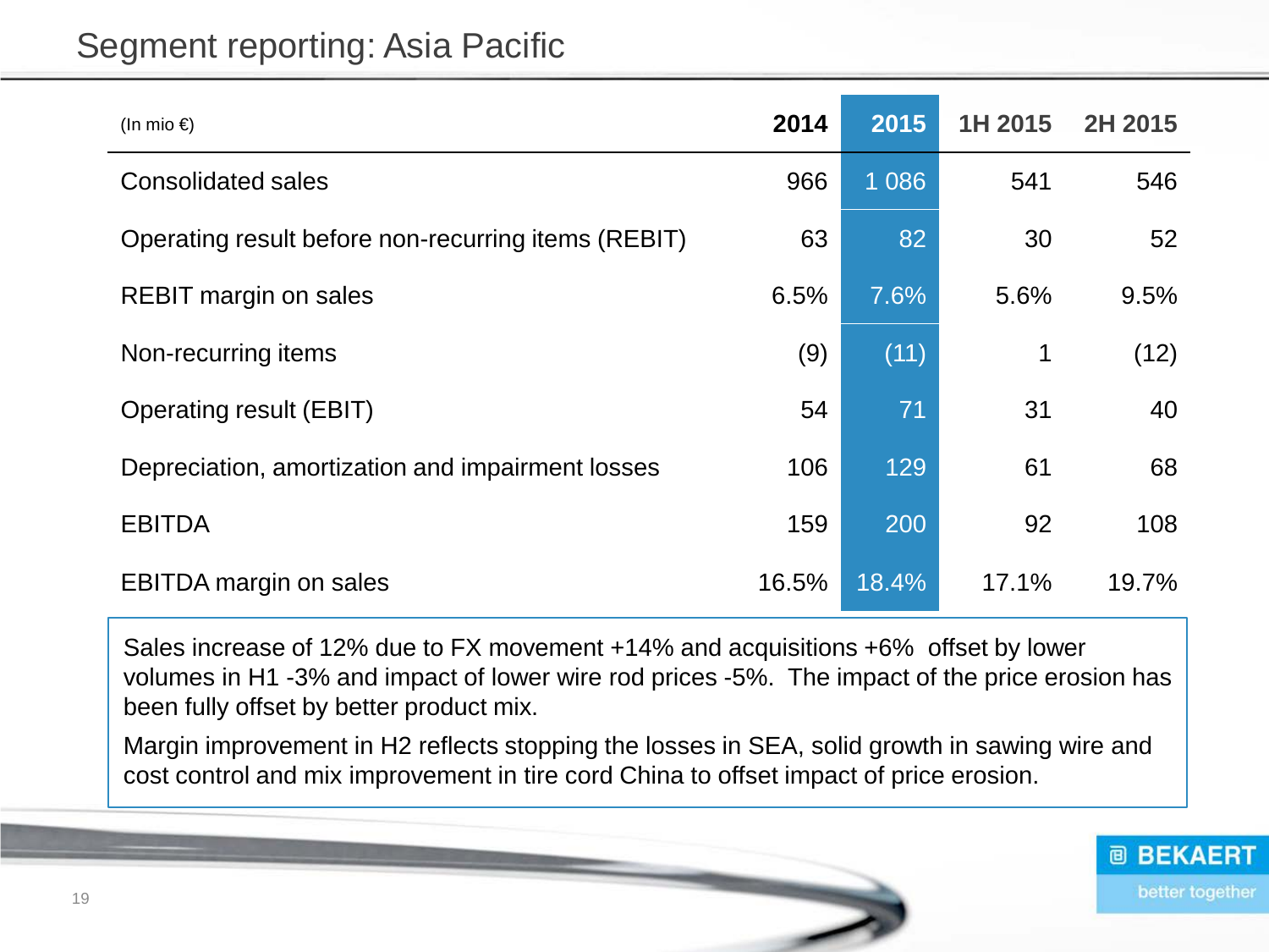# Segment reporting: Asia Pacific

| (In mio €) | 2014 | 2015 | 1H 2015 | 2H 2015 |
|---|---|---|---|---|
| Consolidated sales | 966 | 1 086 | 541 | 546 |
| Operating result before non-recurring items (REBIT) | 63 | 82 | 30 | 52 |
| REBIT margin on sales | 6.5% | 7.6% | 5.6% | 9.5% |
| Non-recurring items | (9) | (11) | 1 | (12) |
| Operating result (EBIT) | 54 | 71 | 31 | 40 |
| Depreciation, amortization and impairment losses | 106 | 129 | 61 | 68 |
| EBITDA | 159 | 200 | 92 | 108 |
| EBITDA margin on sales | 16.5% | 18.4% | 17.1% | 19.7% |

Sales increase of 12% due to FX movement +14% and acquisitions +6% offset by lower volumes in H1 -3% and impact of lower wire rod prices -5%. The impact of the price erosion has been fully offset by better product mix.

Margin improvement in H2 reflects stopping the losses in SEA, solid growth in sawing wire and cost control and mix improvement in tire cord China to offset impact of price erosion.

BEKAERT
better together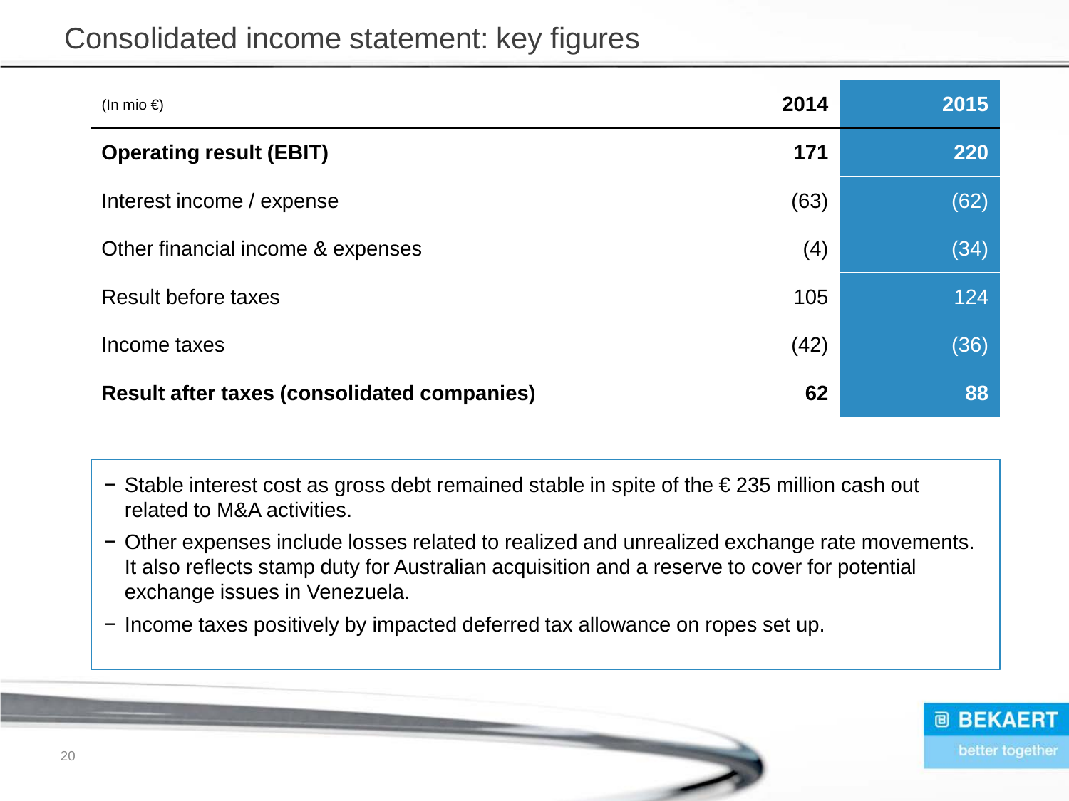# Consolidated income statement: key figures

| (In mio €) | 2014 | 2015 |
|---|---|---|
| **Operating result (EBIT)** | **171** | **220** |
| Interest income / expense | (63) | (62) |
| Other financial income & expenses | (4) | (34) |
| Result before taxes | 105 | 124 |
| Income taxes | (42) | (36) |
| **Result after taxes (consolidated companies)** | **62** | **88** |

- Stable interest cost as gross debt remained stable in spite of the € 235 million cash out related to M&A activities.
- Other expenses include losses related to realized and unrealized exchange rate movements. It also reflects stamp duty for Australian acquisition and a reserve to cover for potential exchange issues in Venezuela.
- Income taxes positively by impacted deferred tax allowance on ropes set up.

BEKAERT better together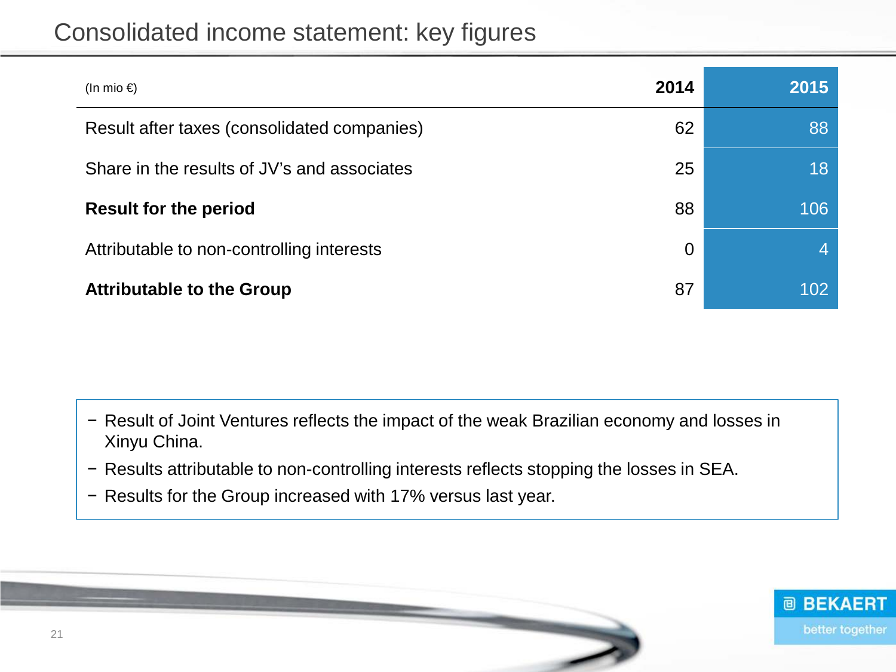# Consolidated income statement: key figures

| (In mio €) | 2014 | 2015 |
|---|---|---|
| Result after taxes (consolidated companies) | 62 | 88 |
| Share in the results of JV's and associates | 25 | 18 |
| **Result for the period** | 88 | 106 |
| Attributable to non-controlling interests | 0 | 4 |
| **Attributable to the Group** | 87 | 102 |

- Result of Joint Ventures reflects the impact of the weak Brazilian economy and losses in Xinyu China.
- Results attributable to non-controlling interests reflects stopping the losses in SEA.
- Results for the Group increased with 17% versus last year.

BEKAERT
better together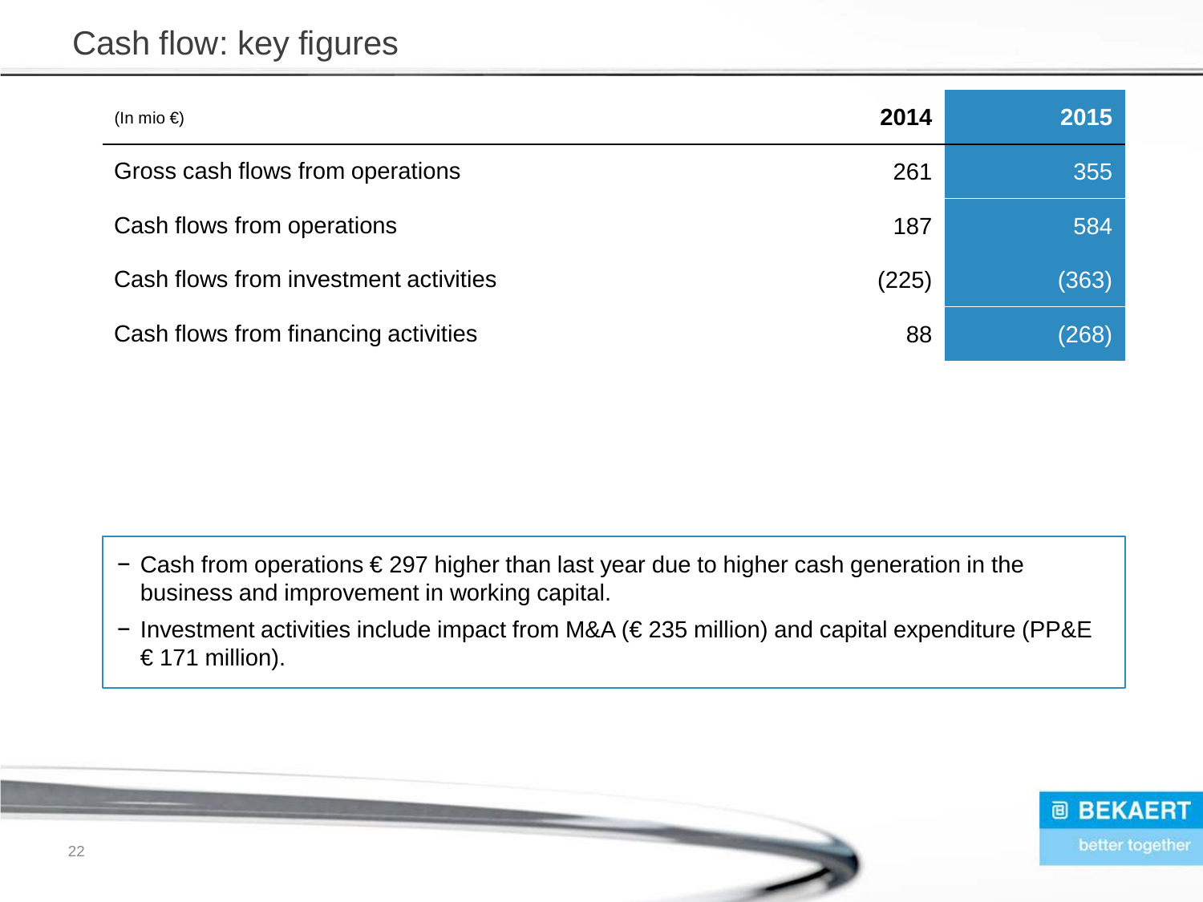# Cash flow: key figures

| (In mio €) | 2014 | 2015 |
|---|---|---|
| Gross cash flows from operations | 261 | 355 |
| Cash flows from operations | 187 | 584 |
| Cash flows from investment activities | (225) | (363) |
| Cash flows from financing activities | 88 | (268) |

- Cash from operations € 297 higher than last year due to higher cash generation in the business and improvement in working capital.
- Investment activities include impact from M&A (€ 235 million) and capital expenditure (PP&E € 171 million).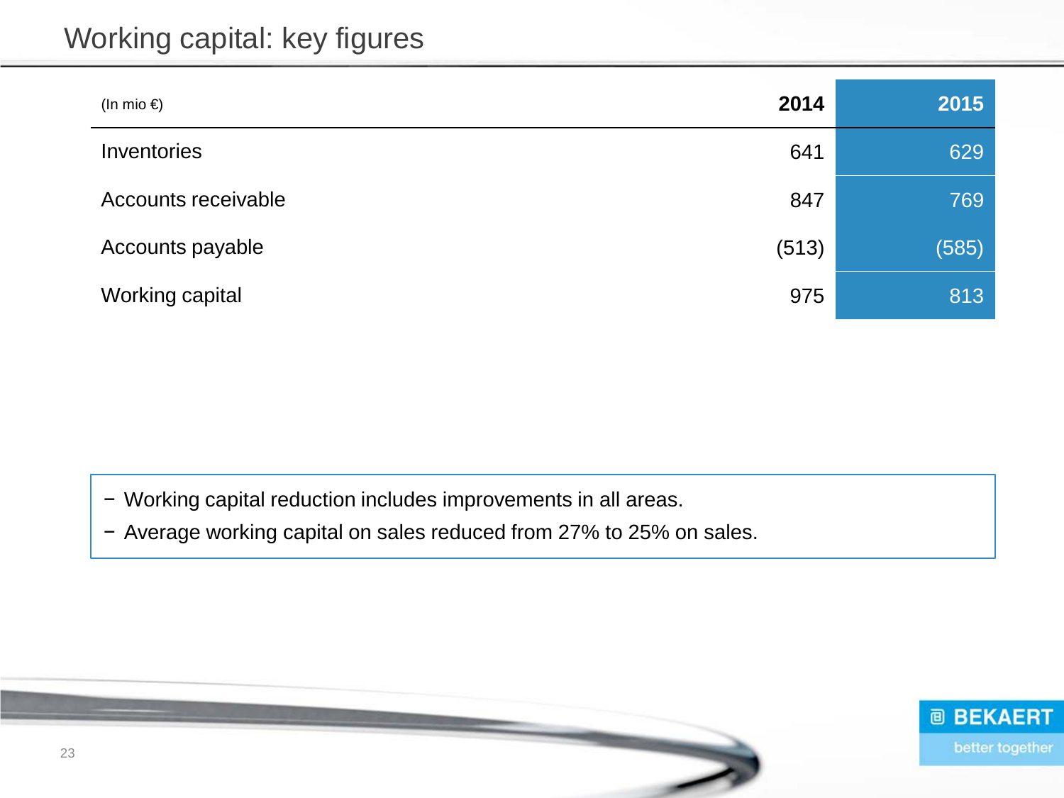# Working capital: key figures

| (In mio €) | 2014 | 2015 |
|---|---|---|
| Inventories | 641 | 629 |
| Accounts receivable | 847 | 769 |
| Accounts payable | (513) | (585) |
| Working capital | 975 | 813 |

- Working capital reduction includes improvements in all areas.
- Average working capital on sales reduced from 27% to 25% on sales.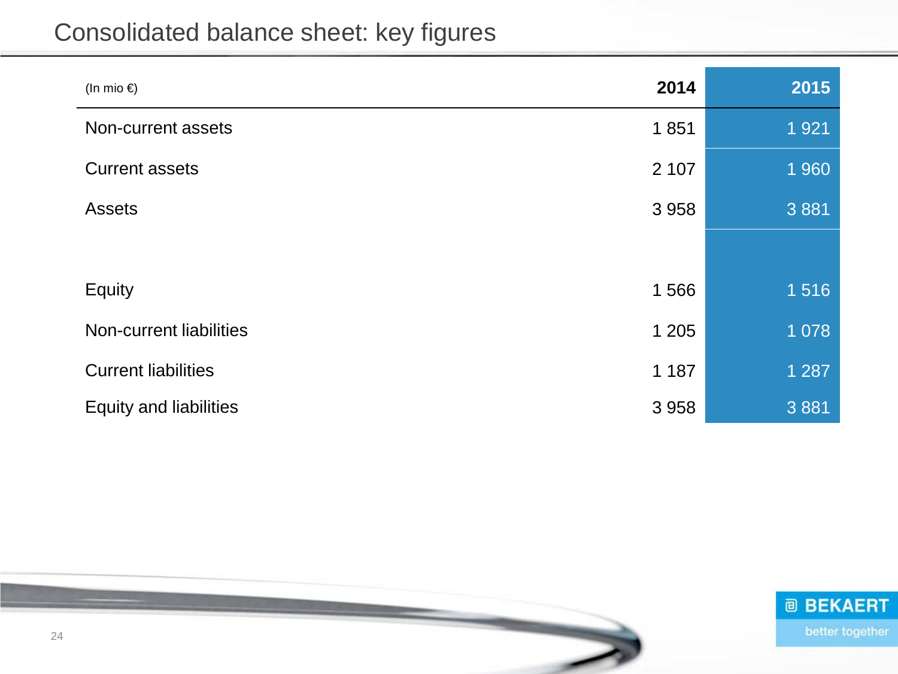# Consolidated balance sheet: key figures

| (In mio €) | 2014 | 2015 |
|---|---|---|
| Non-current assets | 1 851 | 1 921 |
| Current assets | 2 107 | 1 960 |
| Assets | 3 958 | 3 881 |
| | | |
| Equity | 1 566 | 1 516 |
| Non-current liabilities | 1 205 | 1 078 |
| Current liabilities | 1 187 | 1 287 |
| Equity and liabilities | 3 958 | 3 881 |

BEKAERT
better together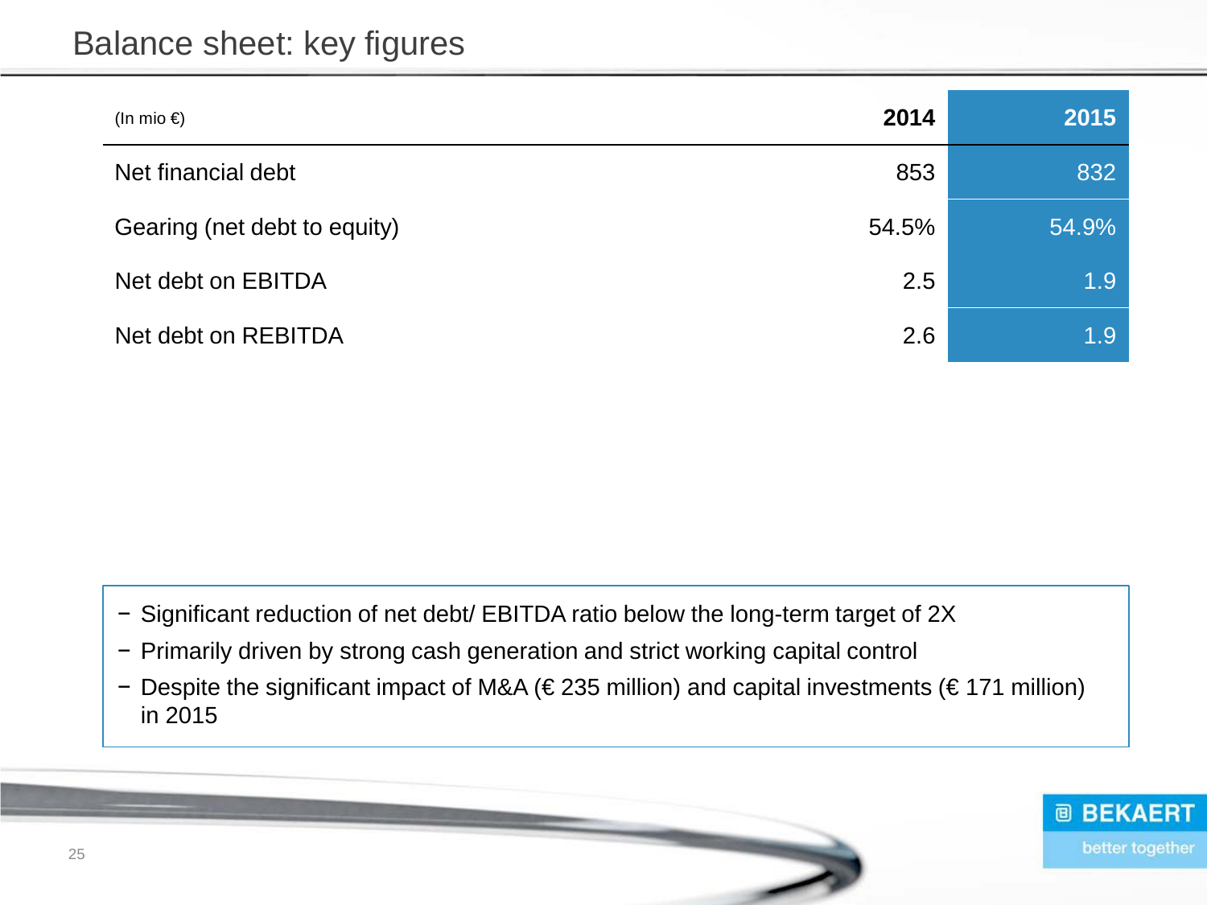# Balance sheet: key figures

| (In mio €) | 2014 | 2015 |
|---|---|---|
| Net financial debt | 853 | 832 |
| Gearing (net debt to equity) | 54.5% | 54.9% |
| Net debt on EBITDA | 2.5 | 1.9 |
| Net debt on REBITDA | 2.6 | 1.9 |

- Significant reduction of net debt/ EBITDA ratio below the long-term target of 2X
- Primarily driven by strong cash generation and strict working capital control
- Despite the significant impact of M&A (€ 235 million) and capital investments (€ 171 million) in 2015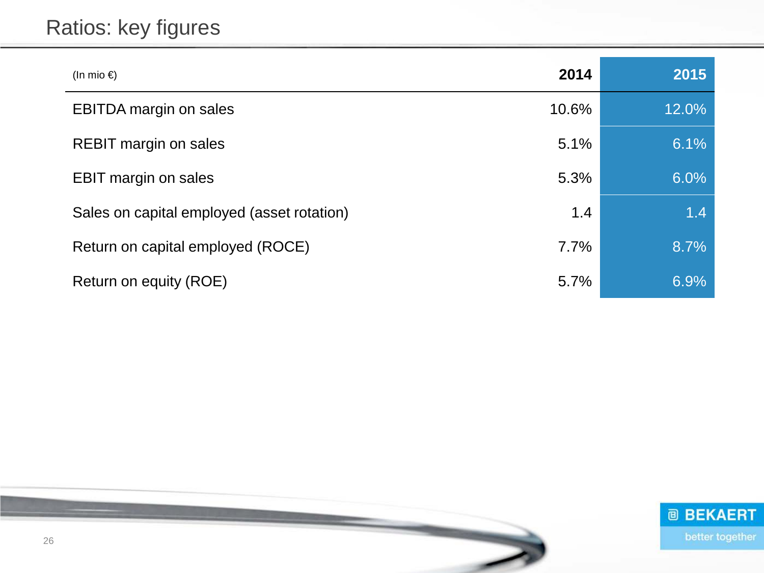# Ratios: key figures

| (In mio €) | 2014 | 2015 |
|---|---|---|
| EBITDA margin on sales | 10.6% | 12.0% |
| REBIT margin on sales | 5.1% | 6.1% |
| EBIT margin on sales | 5.3% | 6.0% |
| Sales on capital employed (asset rotation) | 1.4 | 1.4 |
| Return on capital employed (ROCE) | 7.7% | 8.7% |
| Return on equity (ROE) | 5.7% | 6.9% |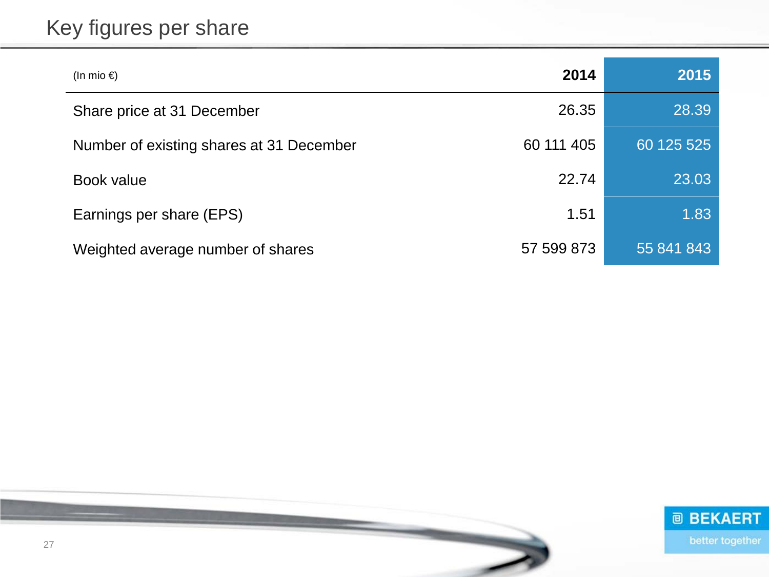# Key figures per share

| (In mio €) | 2014 | 2015 |
|---|---|---|
| Share price at 31 December | 26.35 | 28.39 |
| Number of existing shares at 31 December | 60 111 405 | 60 125 525 |
| Book value | 22.74 | 23.03 |
| Earnings per share (EPS) | 1.51 | 1.83 |
| Weighted average number of shares | 57 599 873 | 55 841 843 |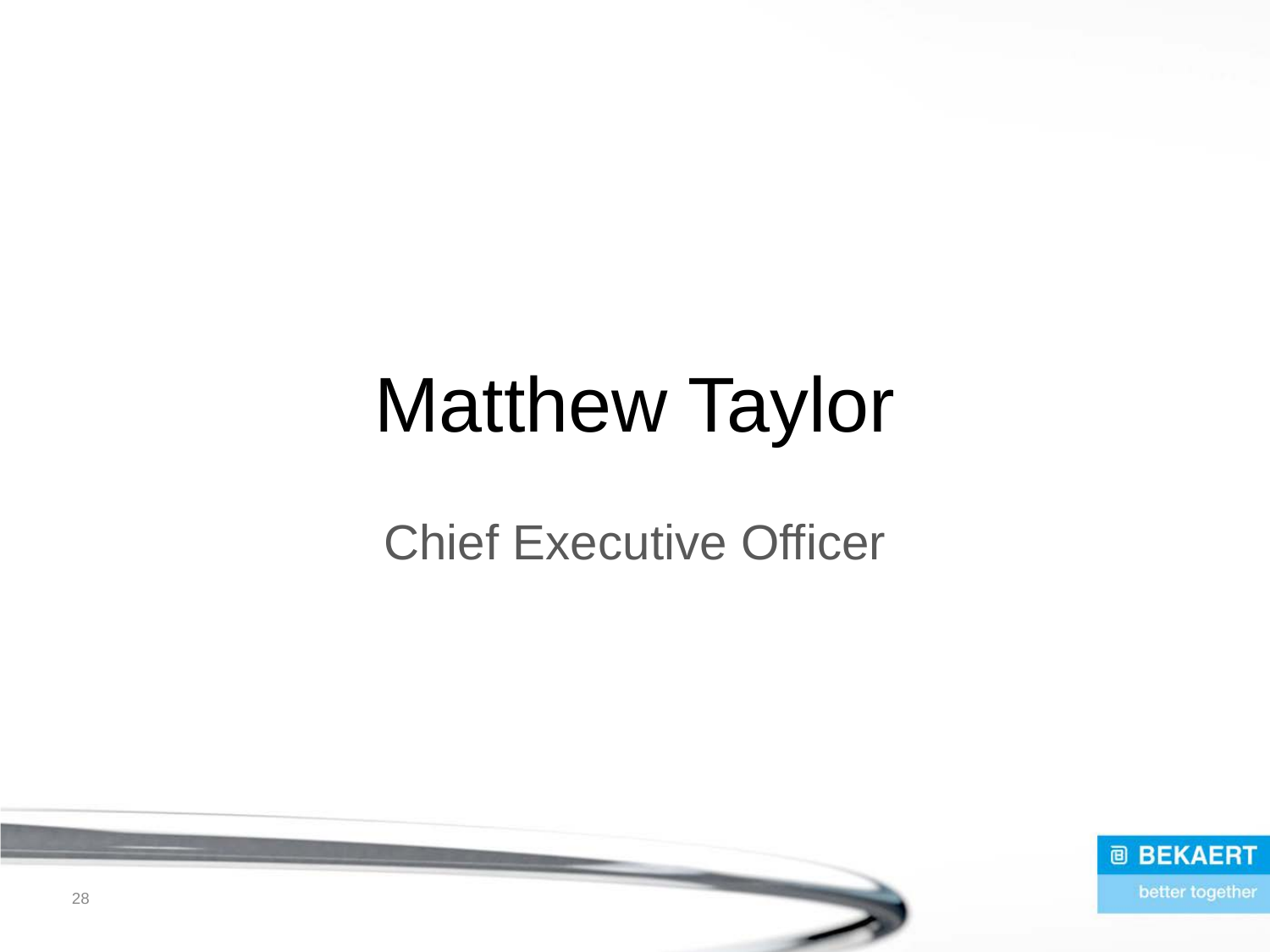# Matthew Taylor

Chief Executive Officer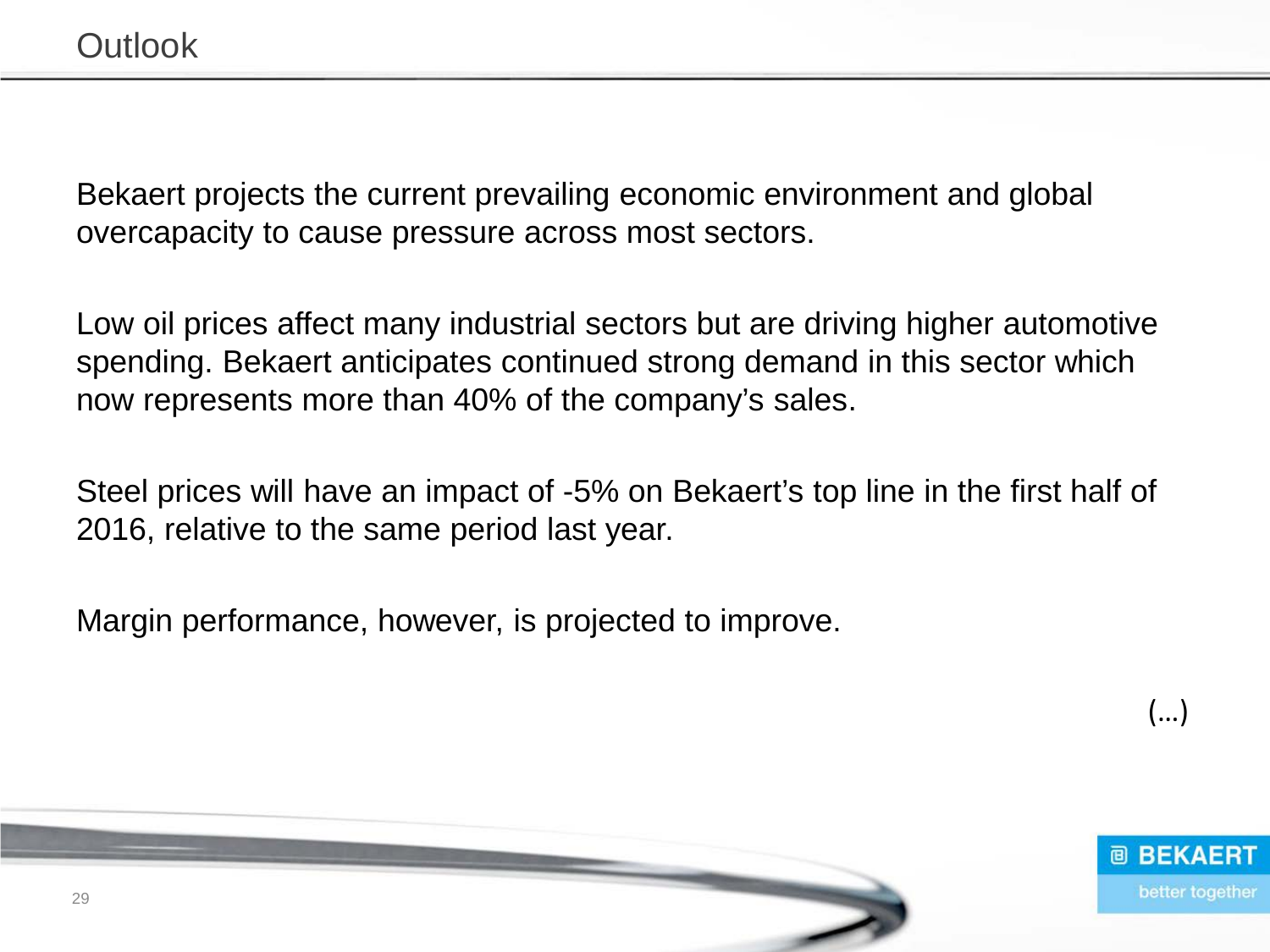# Outlook

Bekaert projects the current prevailing economic environment and global overcapacity to cause pressure across most sectors.

Low oil prices affect many industrial sectors but are driving higher automotive spending. Bekaert anticipates continued strong demand in this sector which now represents more than 40% of the company's sales.

Steel prices will have an impact of -5% on Bekaert's top line in the first half of 2016, relative to the same period last year.

Margin performance, however, is projected to improve.

(…)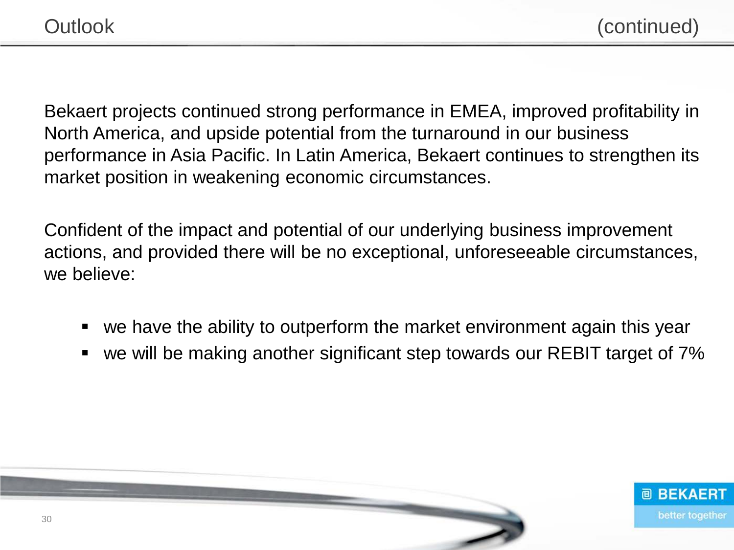# Outlook (continued)

Bekaert projects continued strong performance in EMEA, improved profitability in North America, and upside potential from the turnaround in our business performance in Asia Pacific. In Latin America, Bekaert continues to strengthen its market position in weakening economic circumstances.

Confident of the impact and potential of our underlying business improvement actions, and provided there will be no exceptional, unforeseeable circumstances, we believe:

- we have the ability to outperform the market environment again this year
- we will be making another significant step towards our REBIT target of 7%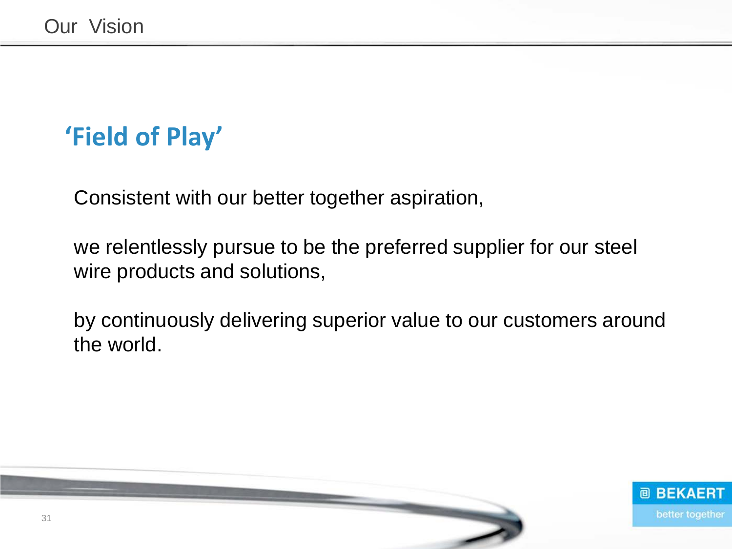# Our Vision

## 'Field of Play'

Consistent with our better together aspiration,

we relentlessly pursue to be the preferred supplier for our steel wire products and solutions,

by continuously delivering superior value to our customers around the world.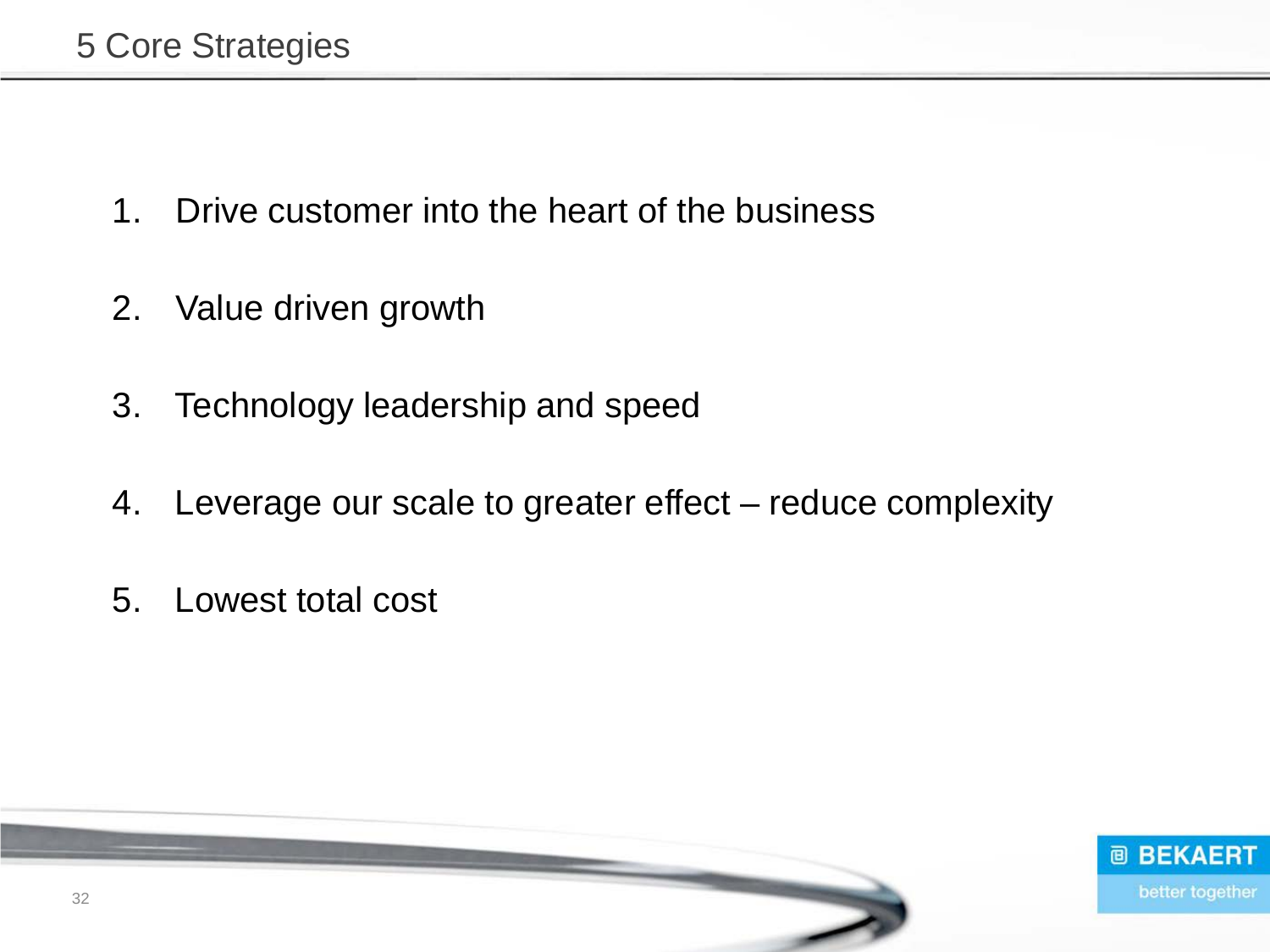# 5 Core Strategies

1. Drive customer into the heart of the business
2. Value driven growth
3. Technology leadership and speed
4. Leverage our scale to greater effect – reduce complexity
5. Lowest total cost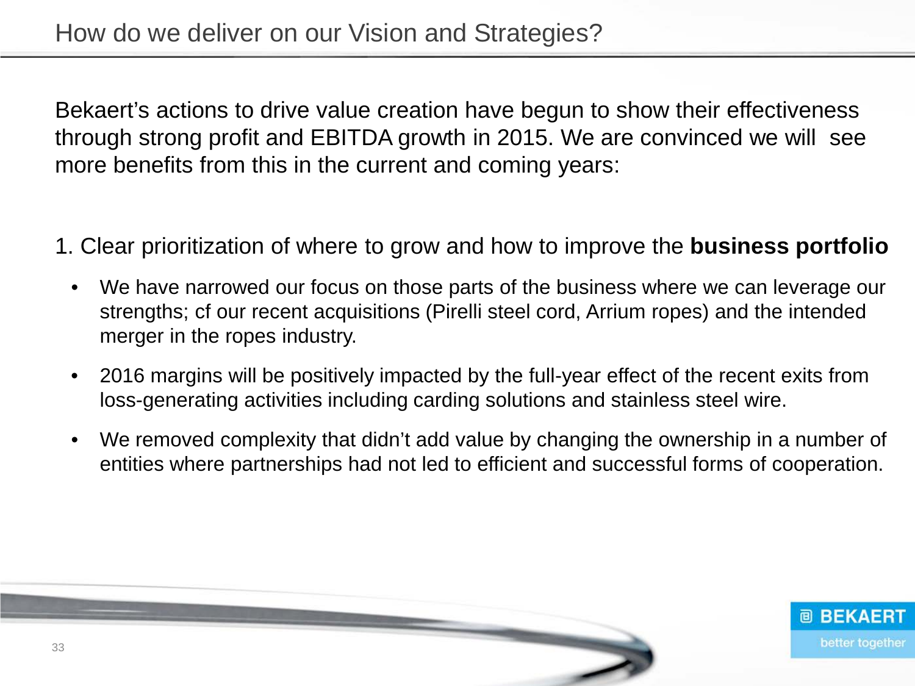# How do we deliver on our Vision and Strategies?

Bekaert's actions to drive value creation have begun to show their effectiveness through strong profit and EBITDA growth in 2015. We are convinced we will see more benefits from this in the current and coming years:

1. Clear prioritization of where to grow and how to improve the **business portfolio**

- We have narrowed our focus on those parts of the business where we can leverage our strengths; cf our recent acquisitions (Pirelli steel cord, Arrium ropes) and the intended merger in the ropes industry.
- 2016 margins will be positively impacted by the full-year effect of the recent exits from loss-generating activities including carding solutions and stainless steel wire.
- We removed complexity that didn't add value by changing the ownership in a number of entities where partnerships had not led to efficient and successful forms of cooperation.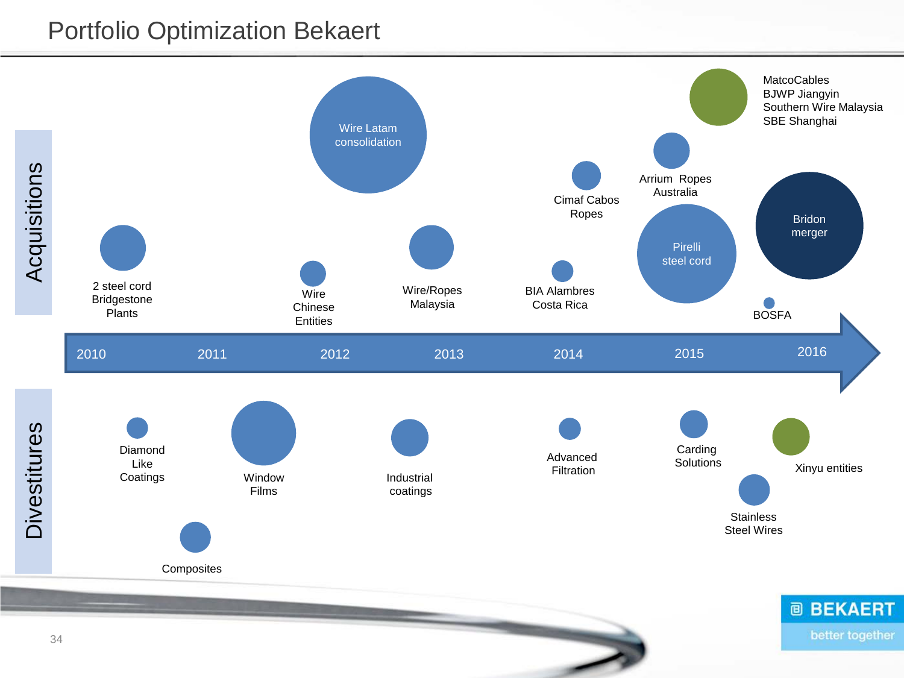# Portfolio Optimization Bekaert

Acquisitions

2 steel cord Bridgestone Plants

Wire Latam consolidation

Wire Chinese Entities

Wire/Ropes Malaysia

Cimaf Cabos Ropes

BIA Alambres Costa Rica

Arrium Ropes Australia

Pirelli steel cord

MatcoCables
BJWP Jiangyin
Southern Wire Malaysia
SBE Shanghai

Bridon merger

BOSFA

2010 2011 2012 2013 2014 2015 2016

Divestitures

Diamond Like Coatings

Composites

Window Films

Industrial coatings

Advanced Filtration

Carding Solutions

Stainless Steel Wires

Xinyu entities

BEKAERT
better together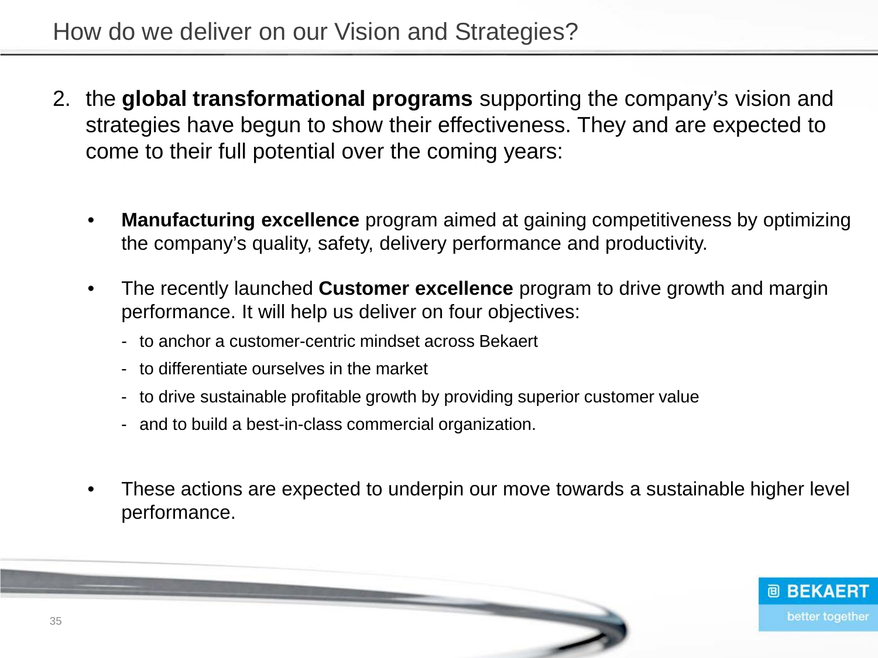# How do we deliver on our Vision and Strategies?

2. the **global transformational programs** supporting the company's vision and strategies have begun to show their effectiveness. They and are expected to come to their full potential over the coming years:

   - **Manufacturing excellence** program aimed at gaining competitiveness by optimizing the company's quality, safety, delivery performance and productivity.

   - The recently launched **Customer excellence** program to drive growth and margin performance. It will help us deliver on four objectives:
     - to anchor a customer-centric mindset across Bekaert
     - to differentiate ourselves in the market
     - to drive sustainable profitable growth by providing superior customer value
     - and to build a best-in-class commercial organization.

   - These actions are expected to underpin our move towards a sustainable higher level performance.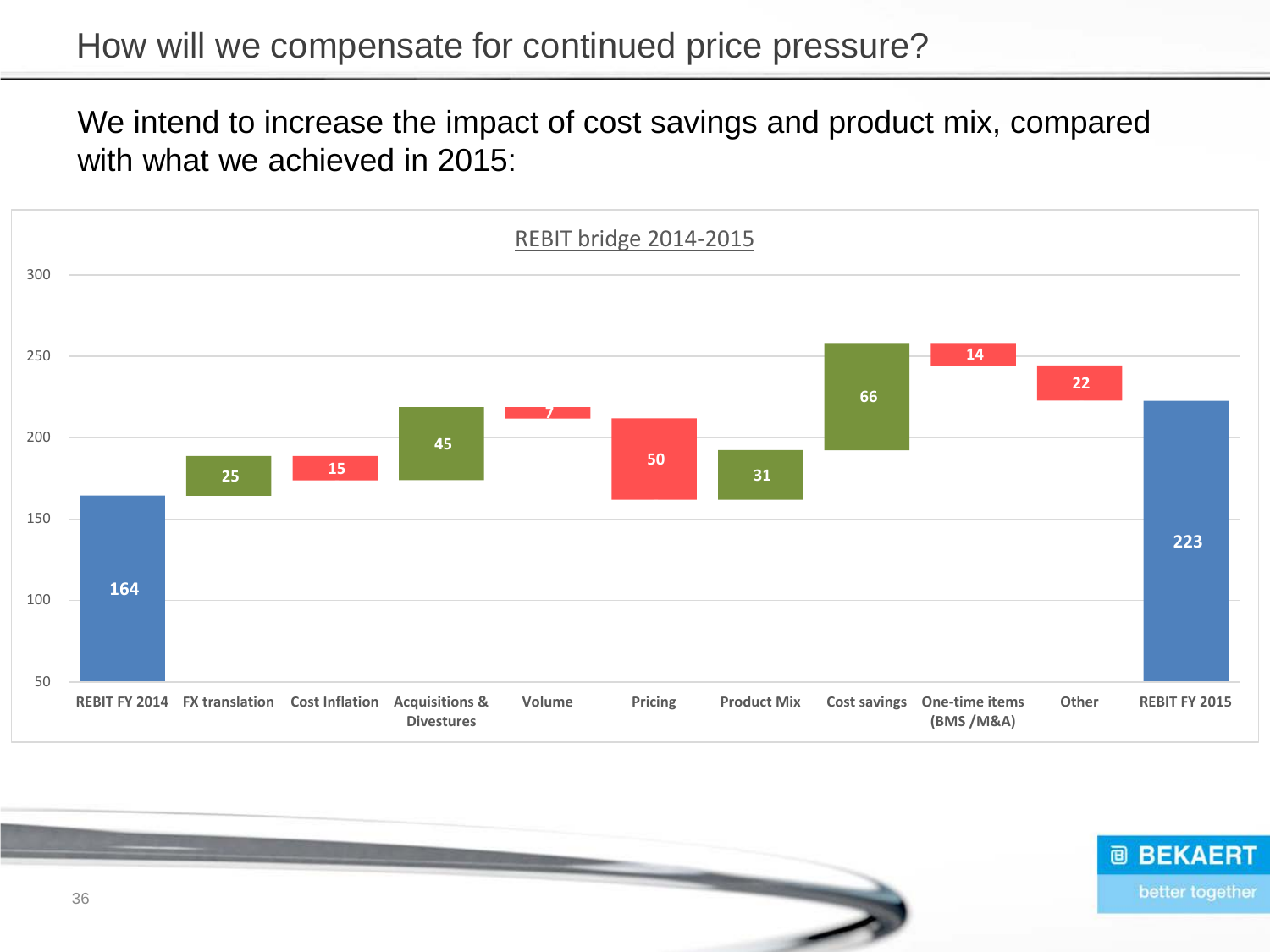# How will we compensate for continued price pressure?

We intend to increase the impact of cost savings and product mix, compared with what we achieved in 2015:

REBIT bridge 2014-2015

300
250
200
150
100
50

REBIT FY 2014: 164
FX translation: 25
Cost Inflation: 15
Acquisitions & Divestures: 45
Volume: 7
Pricing: 50
Product Mix: 31
Cost savings: 66
One-time items (BMS /M&A): 14
Other: 22
REBIT FY 2015: 223

BEKAERT
better together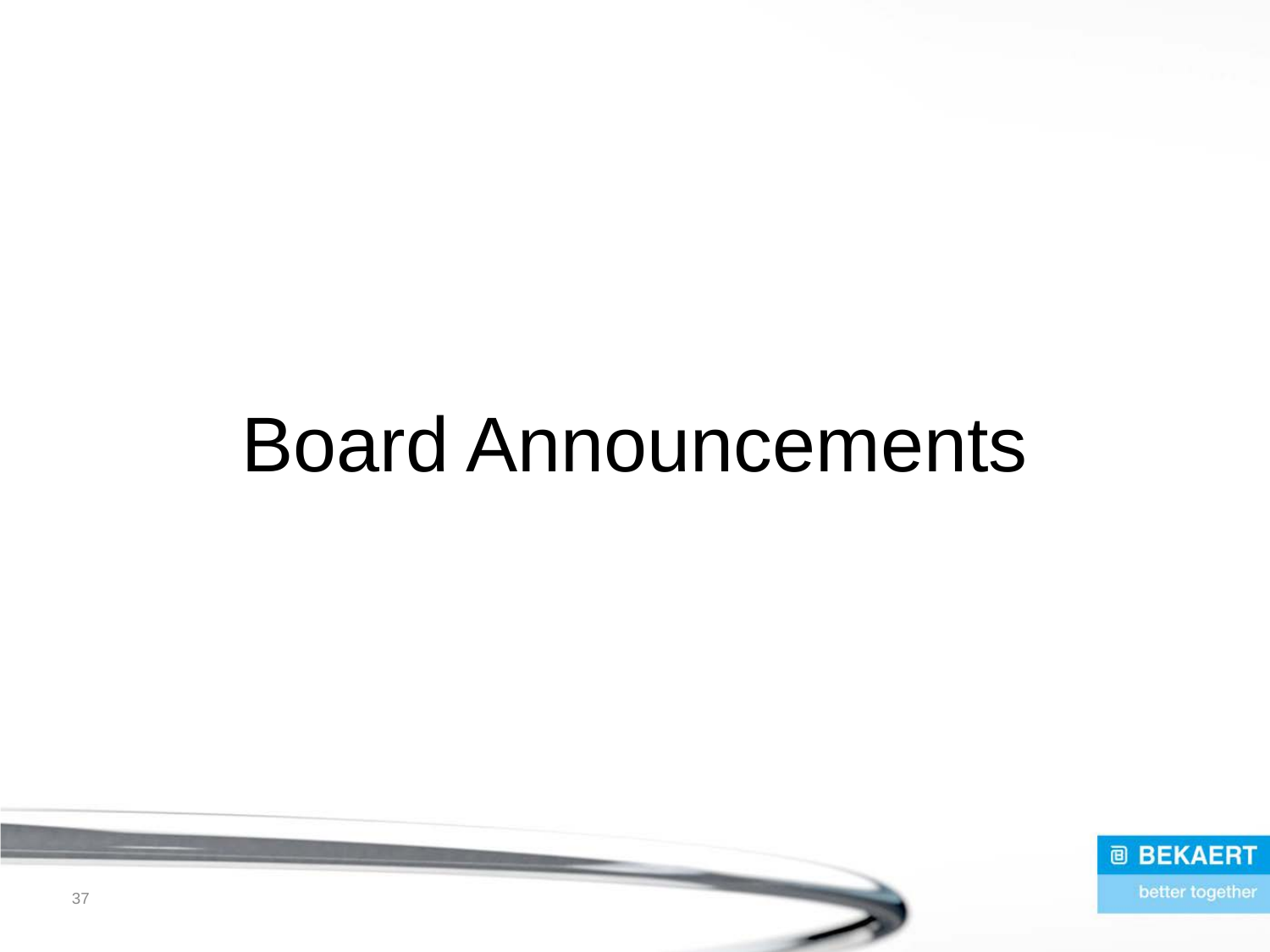# Board Announcements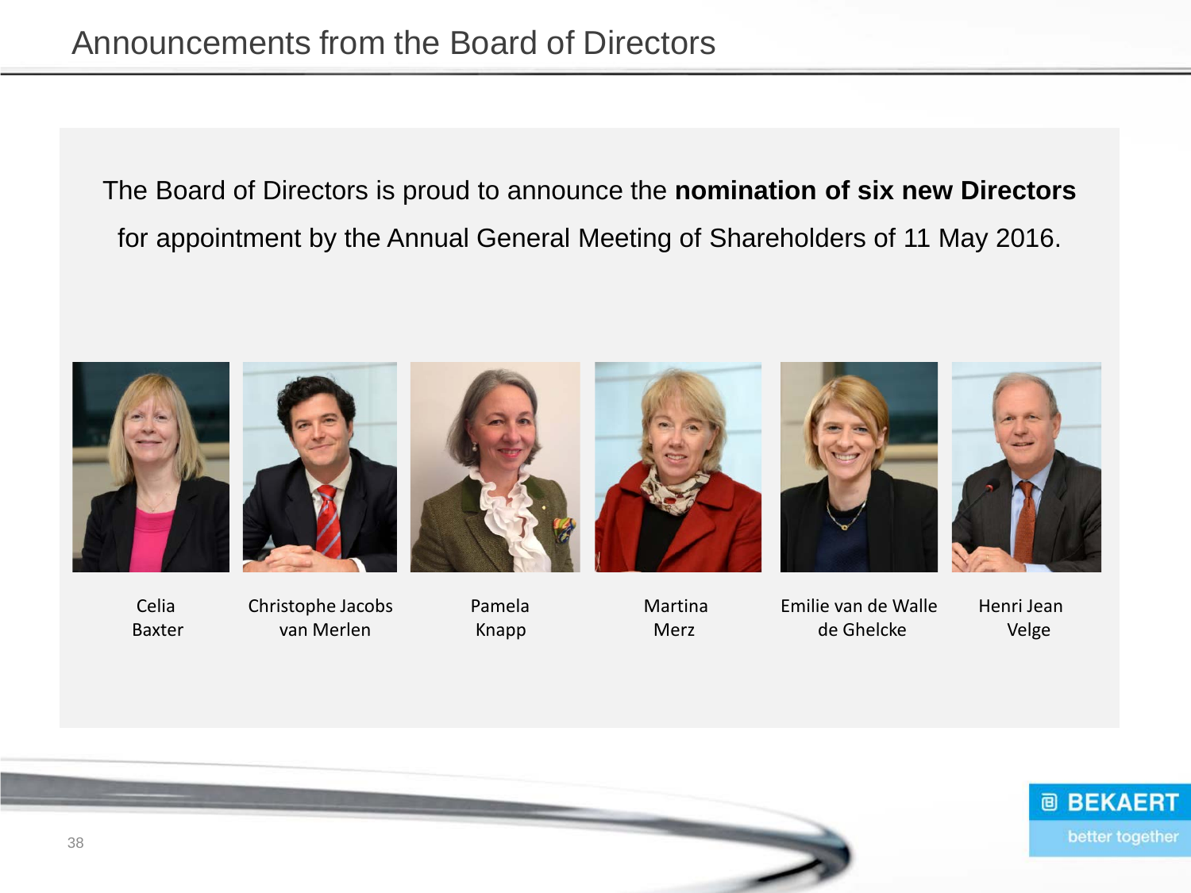# Announcements from the Board of Directors

The Board of Directors is proud to announce the **nomination of six new Directors** for appointment by the Annual General Meeting of Shareholders of 11 May 2016.

Celia Baxter

Christophe Jacobs van Merlen

Pamela Knapp

Martina Merz

Emilie van de Walle de Ghelcke

Henri Jean Velge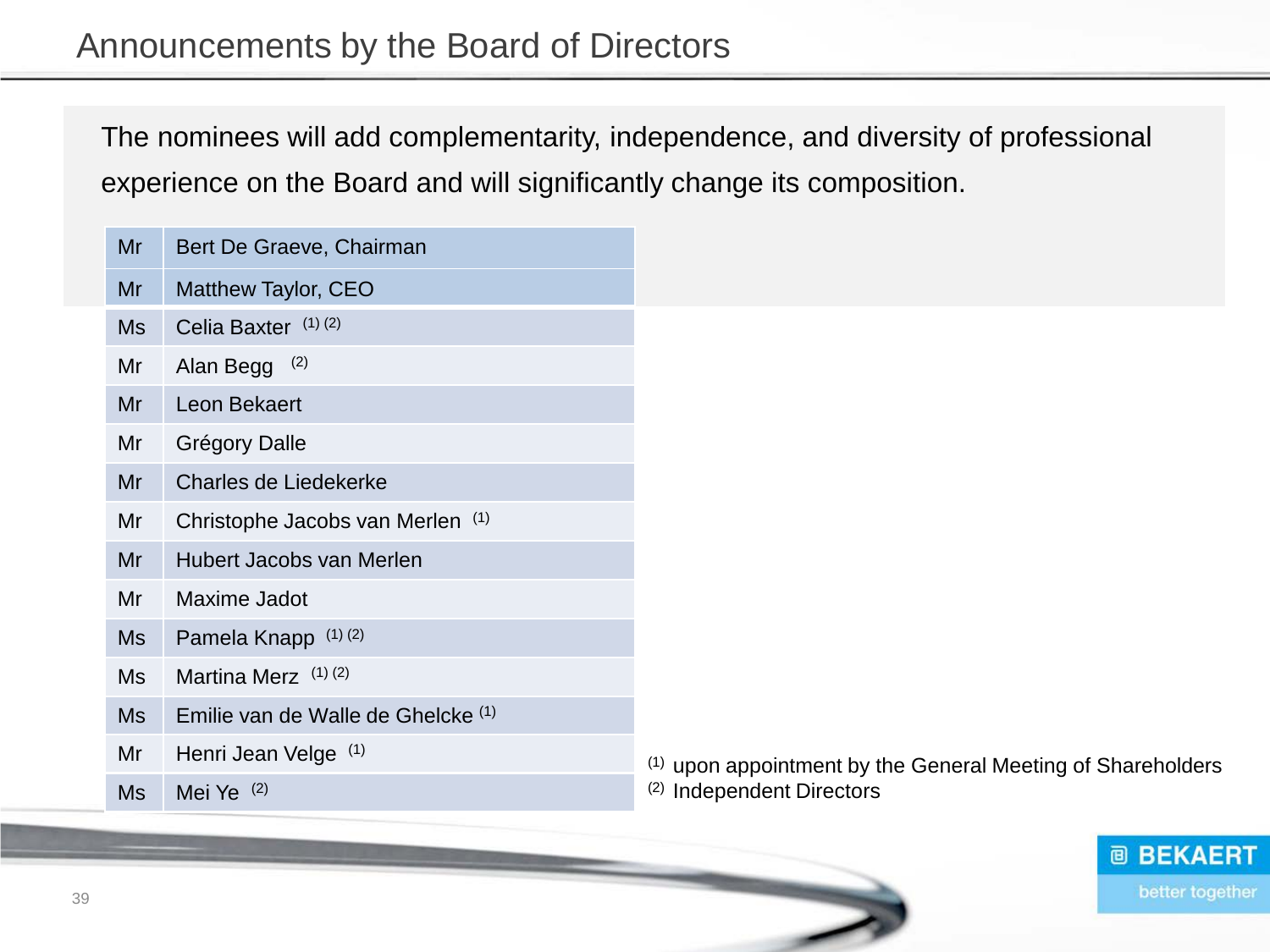# Announcements by the Board of Directors

The nominees will add complementarity, independence, and diversity of professional experience on the Board and will significantly change its composition.

| | |
|---|---|
| Mr | Bert De Graeve, Chairman |
| Mr | Matthew Taylor, CEO |
| Ms | Celia Baxter [(1)] [(2)] |
| Mr | Alan Begg [(2)] |
| Mr | Leon Bekaert |
| Mr | Grégory Dalle |
| Mr | Charles de Liedekerke |
| Mr | Christophe Jacobs van Merlen [(1)] |
| Mr | Hubert Jacobs van Merlen |
| Mr | Maxime Jadot |
| Ms | Pamela Knapp [(1)] [(2)] |
| Ms | Martina Merz [(1)] [(2)] |
| Ms | Emilie van de Walle de Ghelcke [(1)] |
| Mr | Henri Jean Velge [(1)] |
| Ms | Mei Ye [(2)] |

[(1)] upon appointment by the General Meeting of Shareholders
[(2)] Independent Directors

BEKAERT
better together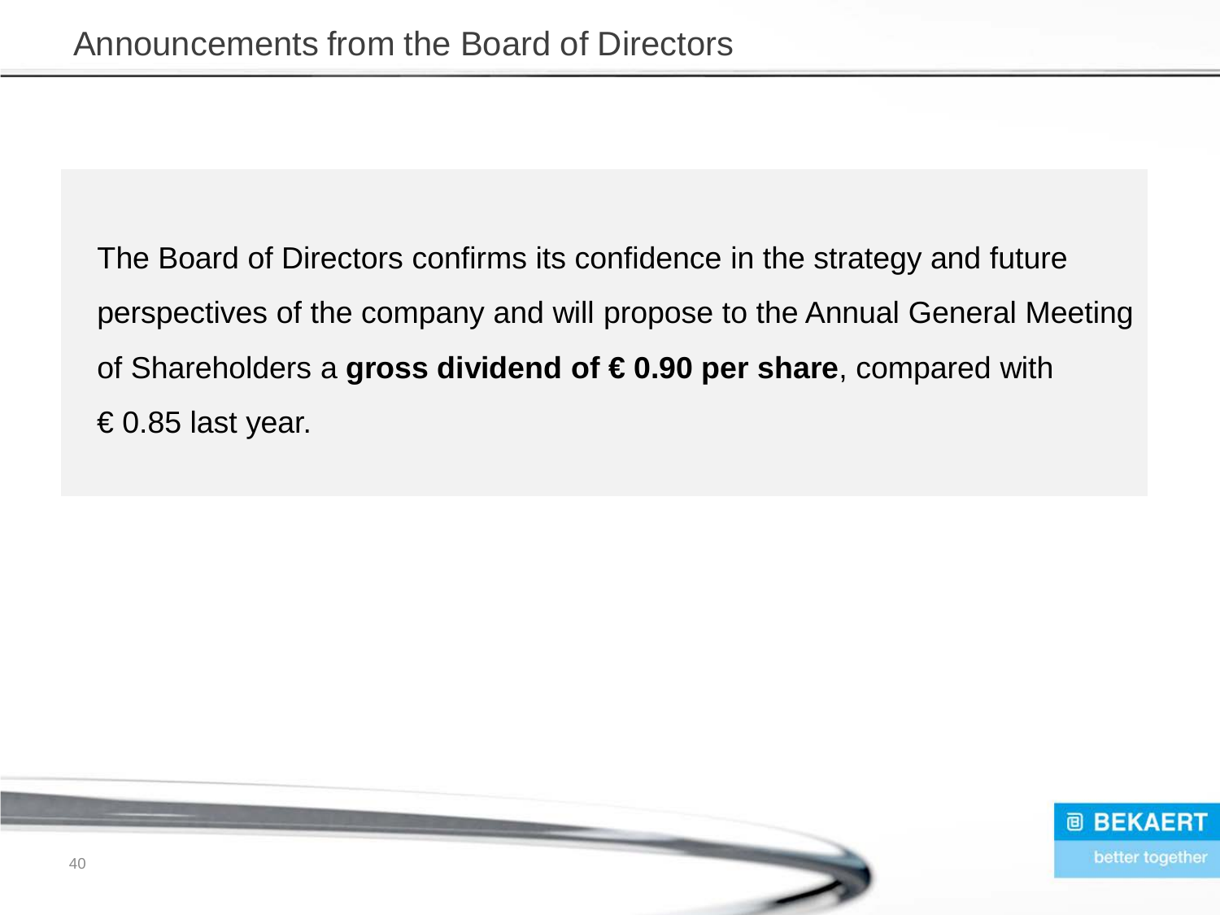# Announcements from the Board of Directors

The Board of Directors confirms its confidence in the strategy and future perspectives of the company and will propose to the Annual General Meeting of Shareholders a **gross dividend of € 0.90 per share**, compared with € 0.85 last year.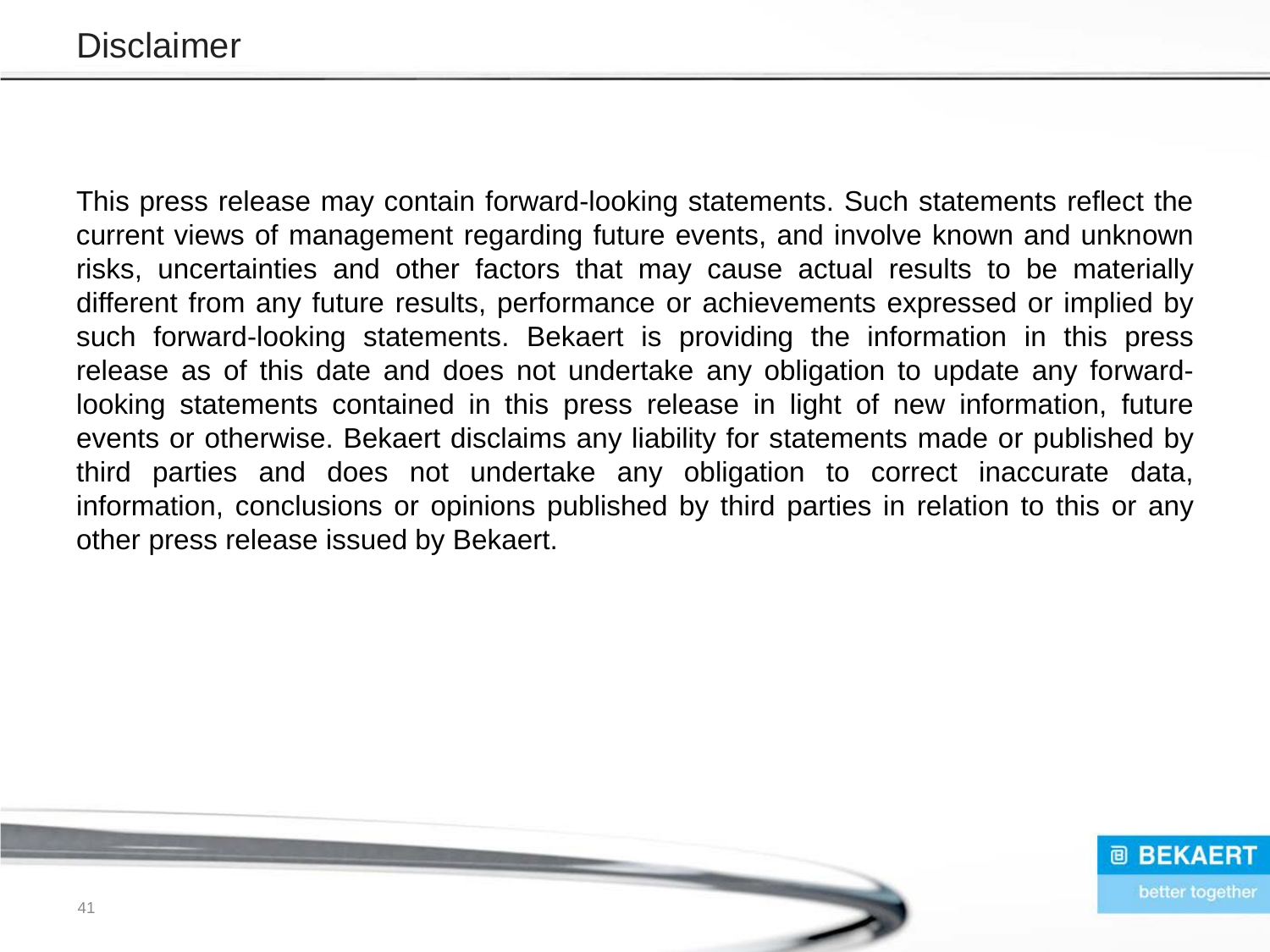# Disclaimer

This press release may contain forward-looking statements. Such statements reflect the current views of management regarding future events, and involve known and unknown risks, uncertainties and other factors that may cause actual results to be materially different from any future results, performance or achievements expressed or implied by such forward-looking statements. Bekaert is providing the information in this press release as of this date and does not undertake any obligation to update any forward-looking statements contained in this press release in light of new information, future events or otherwise. Bekaert disclaims any liability for statements made or published by third parties and does not undertake any obligation to correct inaccurate data, information, conclusions or opinions published by third parties in relation to this or any other press release issued by Bekaert.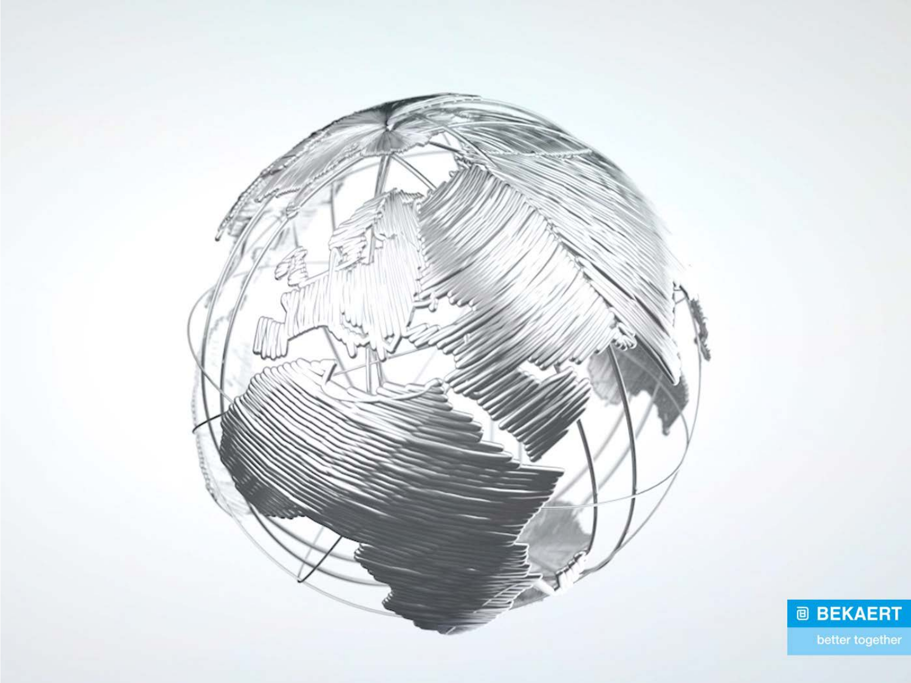BEKAERT

better together